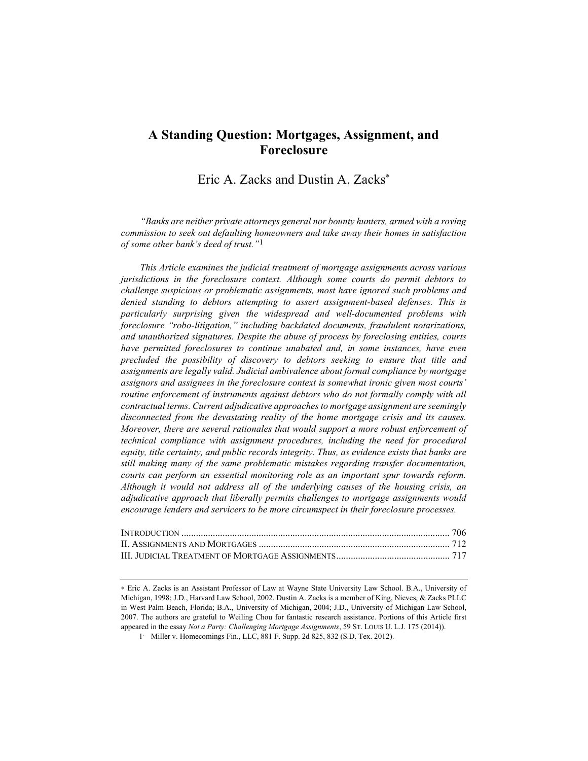# A Standing Question: Mortgages, Assignment, and Foreclosure

Eric A. Zacks and Dustin A. Zacks*

*"Banks are neither private attorneys general nor bounty hunters, armed with a roving commission to seek out defaulting homeowners and take away their homes in satisfaction of some other bank's deed of trust."*[1]

*This Article examines the judicial treatment of mortgage assignments across various jurisdictions in the foreclosure context. Although some courts do permit debtors to challenge suspicious or problematic assignments, most have ignored such problems and denied standing to debtors attempting to assert assignment-based defenses. This is particularly surprising given the widespread and well-documented problems with foreclosure "robo-litigation," including backdated documents, fraudulent notarizations, and unauthorized signatures. Despite the abuse of process by foreclosing entities, courts have permitted foreclosures to continue unabated and, in some instances, have even precluded the possibility of discovery to debtors seeking to ensure that title and assignments are legally valid. Judicial ambivalence about formal compliance by mortgage assignors and assignees in the foreclosure context is somewhat ironic given most courts' routine enforcement of instruments against debtors who do not formally comply with all contractual terms. Current adjudicative approaches to mortgage assignment are seemingly disconnected from the devastating reality of the home mortgage crisis and its causes. Moreover, there are several rationales that would support a more robust enforcement of technical compliance with assignment procedures, including the need for procedural equity, title certainty, and public records integrity. Thus, as evidence exists that banks are still making many of the same problematic mistakes regarding transfer documentation, courts can perform an essential monitoring role as an important spur towards reform. Although it would not address all of the underlying causes of the housing crisis, an adjudicative approach that liberally permits challenges to mortgage assignments would encourage lenders and servicers to be more circumspect in their foreclosure processes.*

| | |
|---|---|
| INTRODUCTION | 706 |
| II. ASSIGNMENTS AND MORTGAGES | 712 |
| III. JUDICIAL TREATMENT OF MORTGAGE ASSIGNMENTS | 717 |

---

\* Eric A. Zacks is an Assistant Professor of Law at Wayne State University Law School. B.A., University of Michigan, 1998; J.D., Harvard Law School, 2002. Dustin A. Zacks is a member of King, Nieves, & Zacks PLLC in West Palm Beach, Florida; B.A., University of Michigan, 2004; J.D., University of Michigan Law School, 2007. The authors are grateful to Weiling Chou for fantastic research assistance. Portions of this Article first appeared in the essay *Not a Party: Challenging Mortgage Assignments*, 59 ST. LOUIS U. L.J. 175 (2014)).

[1] Miller v. Homecomings Fin., LLC, 881 F. Supp. 2d 825, 832 (S.D. Tex. 2012).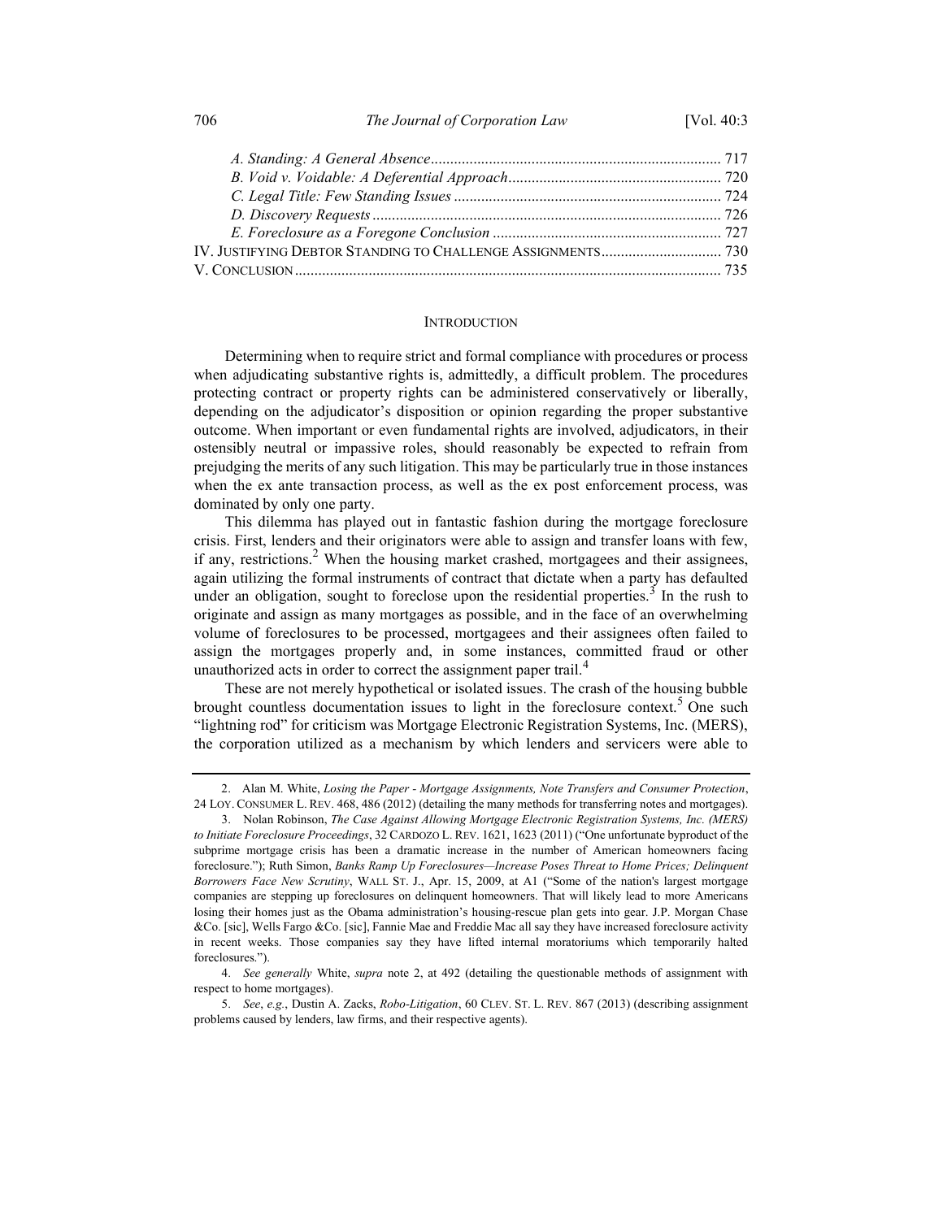*A. Standing: A General Absence* .......... 717
*B. Void v. Voidable: A Deferential Approach* .......... 720
*C. Legal Title: Few Standing Issues* .......... 724
*D. Discovery Requests* .......... 726
*E. Foreclosure as a Foregone Conclusion* .......... 727
IV. JUSTIFYING DEBTOR STANDING TO CHALLENGE ASSIGNMENTS .......... 730
V. CONCLUSION .......... 735

## INTRODUCTION

Determining when to require strict and formal compliance with procedures or process when adjudicating substantive rights is, admittedly, a difficult problem. The procedures protecting contract or property rights can be administered conservatively or liberally, depending on the adjudicator's disposition or opinion regarding the proper substantive outcome. When important or even fundamental rights are involved, adjudicators, in their ostensibly neutral or impassive roles, should reasonably be expected to refrain from prejudging the merits of any such litigation. This may be particularly true in those instances when the ex ante transaction process, as well as the ex post enforcement process, was dominated by only one party.

This dilemma has played out in fantastic fashion during the mortgage foreclosure crisis. First, lenders and their originators were able to assign and transfer loans with few, if any, restrictions.[2] When the housing market crashed, mortgagees and their assignees, again utilizing the formal instruments of contract that dictate when a party has defaulted under an obligation, sought to foreclose upon the residential properties.[3] In the rush to originate and assign as many mortgages as possible, and in the face of an overwhelming volume of foreclosures to be processed, mortgagees and their assignees often failed to assign the mortgages properly and, in some instances, committed fraud or other unauthorized acts in order to correct the assignment paper trail.[4]

These are not merely hypothetical or isolated issues. The crash of the housing bubble brought countless documentation issues to light in the foreclosure context.[5] One such "lightning rod" for criticism was Mortgage Electronic Registration Systems, Inc. (MERS), the corporation utilized as a mechanism by which lenders and servicers were able to

---

2. Alan M. White, *Losing the Paper - Mortgage Assignments, Note Transfers and Consumer Protection*, 24 LOY. CONSUMER L. REV. 468, 486 (2012) (detailing the many methods for transferring notes and mortgages).

3. Nolan Robinson, *The Case Against Allowing Mortgage Electronic Registration Systems, Inc. (MERS) to Initiate Foreclosure Proceedings*, 32 CARDOZO L. REV. 1621, 1623 (2011) ("One unfortunate byproduct of the subprime mortgage crisis has been a dramatic increase in the number of American homeowners facing foreclosure."); Ruth Simon, *Banks Ramp Up Foreclosures—Increase Poses Threat to Home Prices; Delinquent Borrowers Face New Scrutiny*, WALL ST. J., Apr. 15, 2009, at A1 ("Some of the nation's largest mortgage companies are stepping up foreclosures on delinquent homeowners. That will likely lead to more Americans losing their homes just as the Obama administration's housing-rescue plan gets into gear. J.P. Morgan Chase &Co. [sic], Wells Fargo &Co. [sic], Fannie Mae and Freddie Mac all say they have increased foreclosure activity in recent weeks. Those companies say they have lifted internal moratoriums which temporarily halted foreclosures.").

4. *See generally* White, *supra* note 2, at 492 (detailing the questionable methods of assignment with respect to home mortgages).

5. *See*, *e.g.*, Dustin A. Zacks, *Robo-Litigation*, 60 CLEV. ST. L. REV. 867 (2013) (describing assignment problems caused by lenders, law firms, and their respective agents).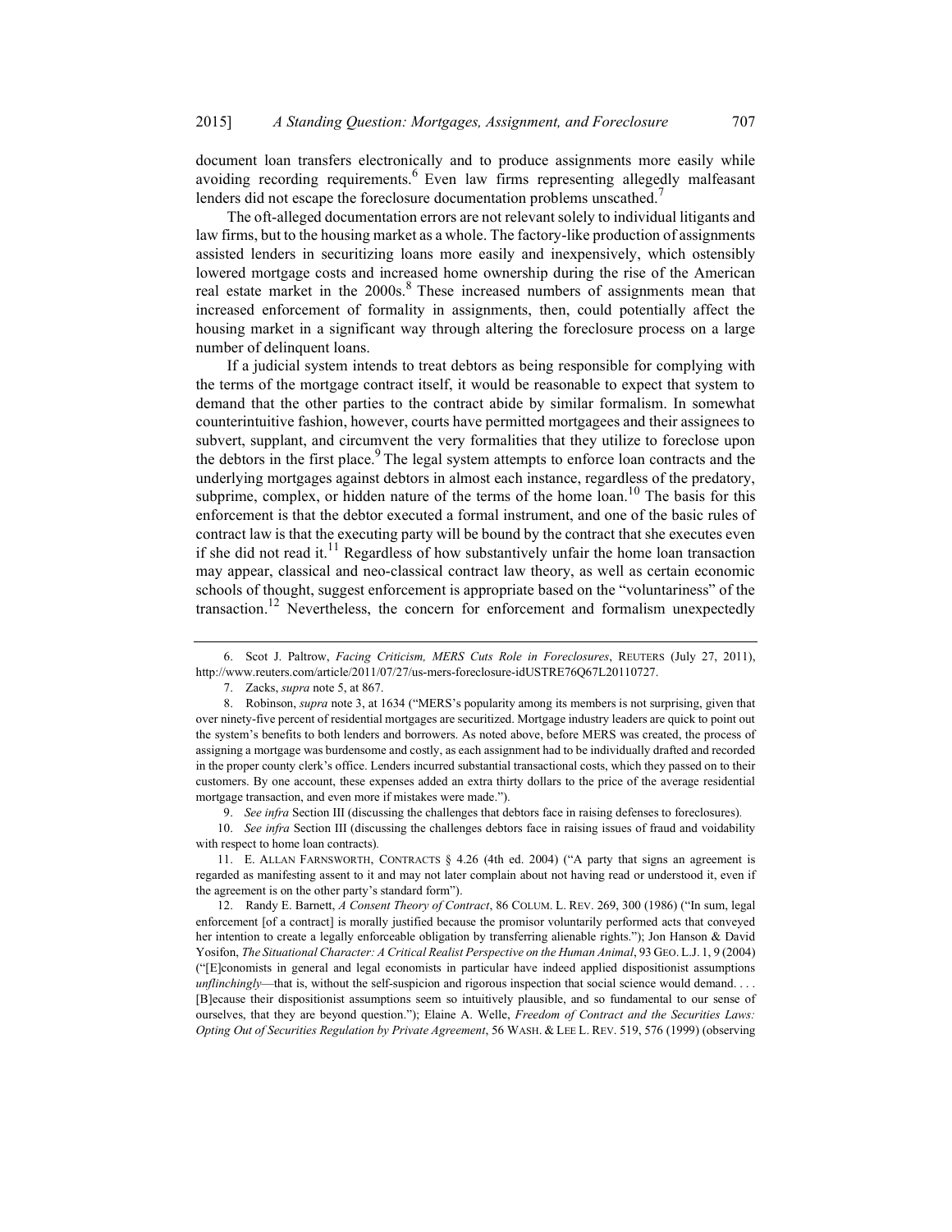document loan transfers electronically and to produce assignments more easily while avoiding recording requirements.[6] Even law firms representing allegedly malfeasant lenders did not escape the foreclosure documentation problems unscathed.[7]

The oft-alleged documentation errors are not relevant solely to individual litigants and law firms, but to the housing market as a whole. The factory-like production of assignments assisted lenders in securitizing loans more easily and inexpensively, which ostensibly lowered mortgage costs and increased home ownership during the rise of the American real estate market in the 2000s.[8] These increased numbers of assignments mean that increased enforcement of formality in assignments, then, could potentially affect the housing market in a significant way through altering the foreclosure process on a large number of delinquent loans.

If a judicial system intends to treat debtors as being responsible for complying with the terms of the mortgage contract itself, it would be reasonable to expect that system to demand that the other parties to the contract abide by similar formalism. In somewhat counterintuitive fashion, however, courts have permitted mortgagees and their assignees to subvert, supplant, and circumvent the very formalities that they utilize to foreclose upon the debtors in the first place.[9] The legal system attempts to enforce loan contracts and the underlying mortgages against debtors in almost each instance, regardless of the predatory, subprime, complex, or hidden nature of the terms of the home loan.[10] The basis for this enforcement is that the debtor executed a formal instrument, and one of the basic rules of contract law is that the executing party will be bound by the contract that she executes even if she did not read it.[11] Regardless of how substantively unfair the home loan transaction may appear, classical and neo-classical contract law theory, as well as certain economic schools of thought, suggest enforcement is appropriate based on the "voluntariness" of the transaction.[12] Nevertheless, the concern for enforcement and formalism unexpectedly

---

6. Scot J. Paltrow, *Facing Criticism, MERS Cuts Role in Foreclosures*, REUTERS (July 27, 2011), http://www.reuters.com/article/2011/07/27/us-mers-foreclosure-idUSTRE76Q67L20110727.

7. Zacks, *supra* note 5, at 867.

8. Robinson, *supra* note 3, at 1634 ("MERS's popularity among its members is not surprising, given that over ninety-five percent of residential mortgages are securitized. Mortgage industry leaders are quick to point out the system's benefits to both lenders and borrowers. As noted above, before MERS was created, the process of assigning a mortgage was burdensome and costly, as each assignment had to be individually drafted and recorded in the proper county clerk's office. Lenders incurred substantial transactional costs, which they passed on to their customers. By one account, these expenses added an extra thirty dollars to the price of the average residential mortgage transaction, and even more if mistakes were made.").

9. *See infra* Section III (discussing the challenges that debtors face in raising defenses to foreclosures).

10. *See infra* Section III (discussing the challenges debtors face in raising issues of fraud and voidability with respect to home loan contracts).

11. E. ALLAN FARNSWORTH, CONTRACTS § 4.26 (4th ed. 2004) ("A party that signs an agreement is regarded as manifesting assent to it and may not later complain about not having read or understood it, even if the agreement is on the other party's standard form").

12. Randy E. Barnett, *A Consent Theory of Contract*, 86 COLUM. L. REV. 269, 300 (1986) ("In sum, legal enforcement [of a contract] is morally justified because the promisor voluntarily performed acts that conveyed her intention to create a legally enforceable obligation by transferring alienable rights."); Jon Hanson & David Yosifon, *The Situational Character: A Critical Realist Perspective on the Human Animal*, 93 GEO. L.J. 1, 9 (2004) ("[E]conomists in general and legal economists in particular have indeed applied dispositionist assumptions *unflinchingly*—that is, without the self-suspicion and rigorous inspection that social science would demand. . . . [B]ecause their dispositionist assumptions seem so intuitively plausible, and so fundamental to our sense of ourselves, that they are beyond question."); Elaine A. Welle, *Freedom of Contract and the Securities Laws: Opting Out of Securities Regulation by Private Agreement*, 56 WASH. & LEE L. REV. 519, 576 (1999) (observing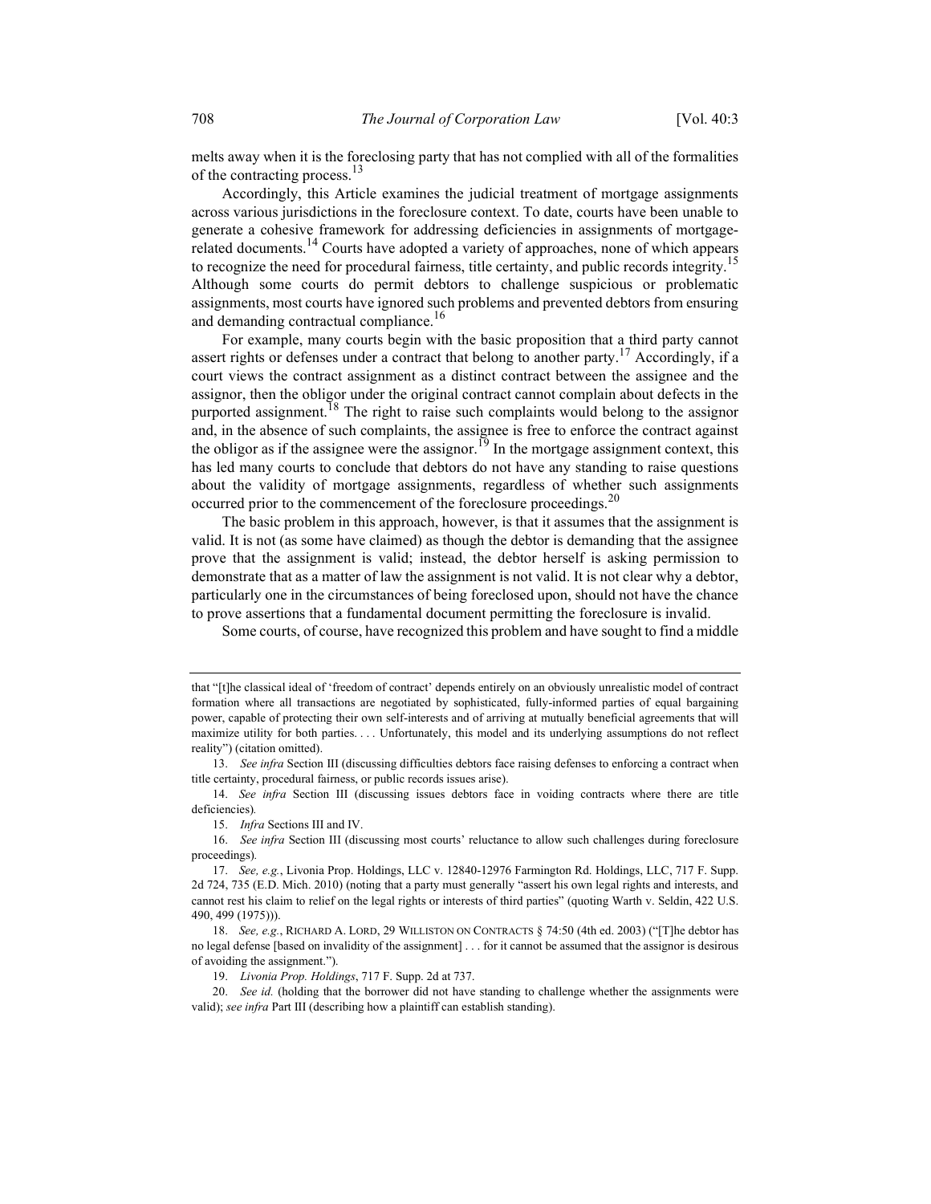melts away when it is the foreclosing party that has not complied with all of the formalities of the contracting process.[13]

Accordingly, this Article examines the judicial treatment of mortgage assignments across various jurisdictions in the foreclosure context. To date, courts have been unable to generate a cohesive framework for addressing deficiencies in assignments of mortgage-related documents.[14] Courts have adopted a variety of approaches, none of which appears to recognize the need for procedural fairness, title certainty, and public records integrity.[15] Although some courts do permit debtors to challenge suspicious or problematic assignments, most courts have ignored such problems and prevented debtors from ensuring and demanding contractual compliance.[16]

For example, many courts begin with the basic proposition that a third party cannot assert rights or defenses under a contract that belong to another party.[17] Accordingly, if a court views the contract assignment as a distinct contract between the assignee and the assignor, then the obligor under the original contract cannot complain about defects in the purported assignment.[18] The right to raise such complaints would belong to the assignor and, in the absence of such complaints, the assignee is free to enforce the contract against the obligor as if the assignee were the assignor.[19] In the mortgage assignment context, this has led many courts to conclude that debtors do not have any standing to raise questions about the validity of mortgage assignments, regardless of whether such assignments occurred prior to the commencement of the foreclosure proceedings.[20]

The basic problem in this approach, however, is that it assumes that the assignment is valid. It is not (as some have claimed) as though the debtor is demanding that the assignee prove that the assignment is valid; instead, the debtor herself is asking permission to demonstrate that as a matter of law the assignment is not valid. It is not clear why a debtor, particularly one in the circumstances of being foreclosed upon, should not have the chance to prove assertions that a fundamental document permitting the foreclosure is invalid.

Some courts, of course, have recognized this problem and have sought to find a middle

---

that "[t]he classical ideal of 'freedom of contract' depends entirely on an obviously unrealistic model of contract formation where all transactions are negotiated by sophisticated, fully-informed parties of equal bargaining power, capable of protecting their own self-interests and of arriving at mutually beneficial agreements that will maximize utility for both parties. . . . Unfortunately, this model and its underlying assumptions do not reflect reality") (citation omitted).

13. *See infra* Section III (discussing difficulties debtors face raising defenses to enforcing a contract when title certainty, procedural fairness, or public records issues arise).

14. *See infra* Section III (discussing issues debtors face in voiding contracts where there are title deficiencies).

15. *Infra* Sections III and IV.

16. *See infra* Section III (discussing most courts' reluctance to allow such challenges during foreclosure proceedings).

17. *See, e.g.*, Livonia Prop. Holdings, LLC v. 12840-12976 Farmington Rd. Holdings, LLC, 717 F. Supp. 2d 724, 735 (E.D. Mich. 2010) (noting that a party must generally "assert his own legal rights and interests, and cannot rest his claim to relief on the legal rights or interests of third parties" (quoting Warth v. Seldin, 422 U.S. 490, 499 (1975))).

18. *See, e.g.*, RICHARD A. LORD, 29 WILLISTON ON CONTRACTS § 74:50 (4th ed. 2003) ("[T]he debtor has no legal defense [based on invalidity of the assignment] . . . for it cannot be assumed that the assignor is desirous of avoiding the assignment.").

19. *Livonia Prop. Holdings*, 717 F. Supp. 2d at 737.

20. *See id.* (holding that the borrower did not have standing to challenge whether the assignments were valid); *see infra* Part III (describing how a plaintiff can establish standing).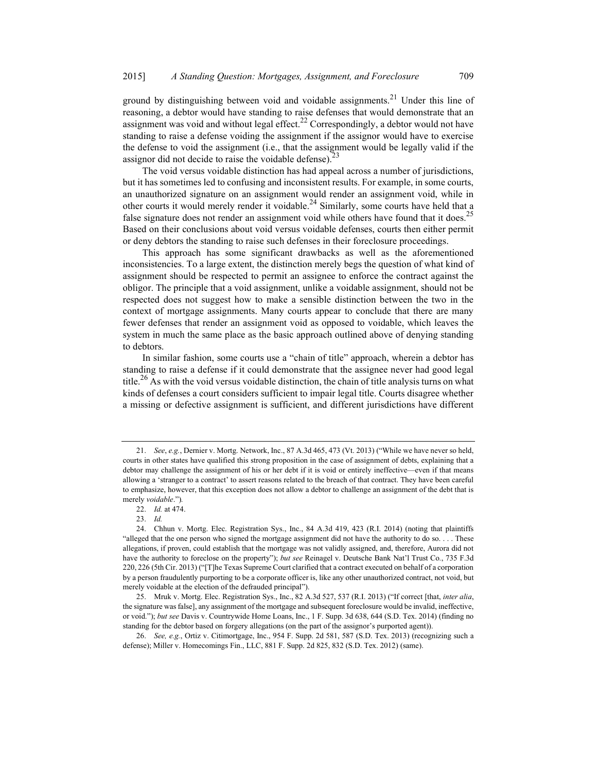ground by distinguishing between void and voidable assignments.[21] Under this line of reasoning, a debtor would have standing to raise defenses that would demonstrate that an assignment was void and without legal effect.[22] Correspondingly, a debtor would not have standing to raise a defense voiding the assignment if the assignor would have to exercise the defense to void the assignment (i.e., that the assignment would be legally valid if the assignor did not decide to raise the voidable defense).[23]

The void versus voidable distinction has had appeal across a number of jurisdictions, but it has sometimes led to confusing and inconsistent results. For example, in some courts, an unauthorized signature on an assignment would render an assignment void, while in other courts it would merely render it voidable.[24] Similarly, some courts have held that a false signature does not render an assignment void while others have found that it does.[25] Based on their conclusions about void versus voidable defenses, courts then either permit or deny debtors the standing to raise such defenses in their foreclosure proceedings.

This approach has some significant drawbacks as well as the aforementioned inconsistencies. To a large extent, the distinction merely begs the question of what kind of assignment should be respected to permit an assignee to enforce the contract against the obligor. The principle that a void assignment, unlike a voidable assignment, should not be respected does not suggest how to make a sensible distinction between the two in the context of mortgage assignments. Many courts appear to conclude that there are many fewer defenses that render an assignment void as opposed to voidable, which leaves the system in much the same place as the basic approach outlined above of denying standing to debtors.

In similar fashion, some courts use a "chain of title" approach, wherein a debtor has standing to raise a defense if it could demonstrate that the assignee never had good legal title.[26] As with the void versus voidable distinction, the chain of title analysis turns on what kinds of defenses a court considers sufficient to impair legal title. Courts disagree whether a missing or defective assignment is sufficient, and different jurisdictions have different

---

21. *See*, *e.g.*, Dernier v. Mortg. Network, Inc., 87 A.3d 465, 473 (Vt. 2013) ("While we have never so held, courts in other states have qualified this strong proposition in the case of assignment of debts, explaining that a debtor may challenge the assignment of his or her debt if it is void or entirely ineffective—even if that means allowing a 'stranger to a contract' to assert reasons related to the breach of that contract. They have been careful to emphasize, however, that this exception does not allow a debtor to challenge an assignment of the debt that is merely *voidable*.").

22. *Id.* at 474.

23. *Id.*

24. Chhun v. Mortg. Elec. Registration Sys., Inc., 84 A.3d 419, 423 (R.I. 2014) (noting that plaintiffs "alleged that the one person who signed the mortgage assignment did not have the authority to do so. . . . These allegations, if proven, could establish that the mortgage was not validly assigned, and, therefore, Aurora did not have the authority to foreclose on the property"); *but see* Reinagel v. Deutsche Bank Nat'l Trust Co., 735 F.3d 220, 226 (5th Cir. 2013) ("[T]he Texas Supreme Court clarified that a contract executed on behalf of a corporation by a person fraudulently purporting to be a corporate officer is, like any other unauthorized contract, not void, but merely voidable at the election of the defrauded principal").

25. Mruk v. Mortg. Elec. Registration Sys., Inc., 82 A.3d 527, 537 (R.I. 2013) ("If correct [that, *inter alia*, the signature was false], any assignment of the mortgage and subsequent foreclosure would be invalid, ineffective, or void."); *but see* Davis v. Countrywide Home Loans, Inc., 1 F. Supp. 3d 638, 644 (S.D. Tex. 2014) (finding no standing for the debtor based on forgery allegations (on the part of the assignor's purported agent)).

26. *See, e.g.*, Ortiz v. Citimortgage, Inc., 954 F. Supp. 2d 581, 587 (S.D. Tex. 2013) (recognizing such a defense); Miller v. Homecomings Fin., LLC, 881 F. Supp. 2d 825, 832 (S.D. Tex. 2012) (same).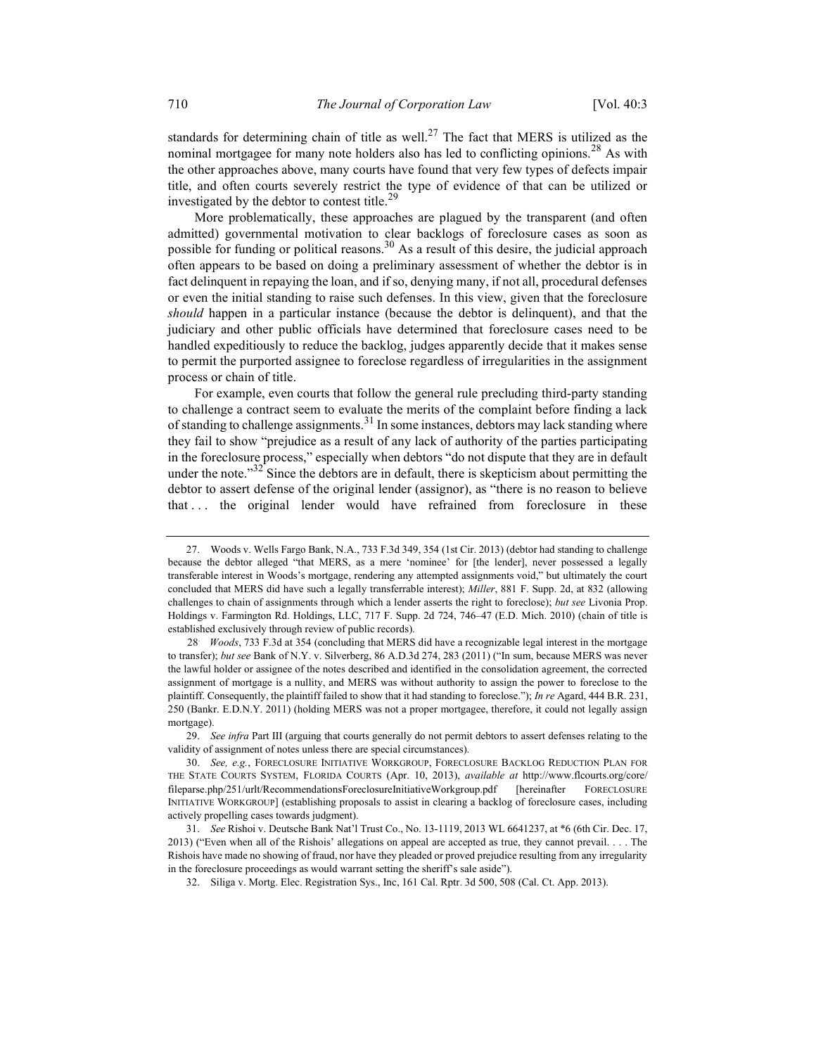standards for determining chain of title as well.[27] The fact that MERS is utilized as the nominal mortgagee for many note holders also has led to conflicting opinions.[28] As with the other approaches above, many courts have found that very few types of defects impair title, and often courts severely restrict the type of evidence of that can be utilized or investigated by the debtor to contest title.[29]

More problematically, these approaches are plagued by the transparent (and often admitted) governmental motivation to clear backlogs of foreclosure cases as soon as possible for funding or political reasons.[30] As a result of this desire, the judicial approach often appears to be based on doing a preliminary assessment of whether the debtor is in fact delinquent in repaying the loan, and if so, denying many, if not all, procedural defenses or even the initial standing to raise such defenses. In this view, given that the foreclosure *should* happen in a particular instance (because the debtor is delinquent), and that the judiciary and other public officials have determined that foreclosure cases need to be handled expeditiously to reduce the backlog, judges apparently decide that it makes sense to permit the purported assignee to foreclose regardless of irregularities in the assignment process or chain of title.

For example, even courts that follow the general rule precluding third-party standing to challenge a contract seem to evaluate the merits of the complaint before finding a lack of standing to challenge assignments.[31] In some instances, debtors may lack standing where they fail to show "prejudice as a result of any lack of authority of the parties participating in the foreclosure process," especially when debtors "do not dispute that they are in default under the note."[32] Since the debtors are in default, there is skepticism about permitting the debtor to assert defense of the original lender (assignor), as "there is no reason to believe that . . . the original lender would have refrained from foreclosure in these

---

27. Woods v. Wells Fargo Bank, N.A., 733 F.3d 349, 354 (1st Cir. 2013) (debtor had standing to challenge because the debtor alleged "that MERS, as a mere 'nominee' for [the lender], never possessed a legally transferable interest in Woods's mortgage, rendering any attempted assignments void," but ultimately the court concluded that MERS did have such a legally transferrable interest); *Miller*, 881 F. Supp. 2d, at 832 (allowing challenges to chain of assignments through which a lender asserts the right to foreclose); *but see* Livonia Prop. Holdings v. Farmington Rd. Holdings, LLC, 717 F. Supp. 2d 724, 746–47 (E.D. Mich. 2010) (chain of title is established exclusively through review of public records).

28. *Woods*, 733 F.3d at 354 (concluding that MERS did have a recognizable legal interest in the mortgage to transfer); *but see* Bank of N.Y. v. Silverberg, 86 A.D.3d 274, 283 (2011) ("In sum, because MERS was never the lawful holder or assignee of the notes described and identified in the consolidation agreement, the corrected assignment of mortgage is a nullity, and MERS was without authority to assign the power to foreclose to the plaintiff. Consequently, the plaintiff failed to show that it had standing to foreclose."); *In re* Agard, 444 B.R. 231, 250 (Bankr. E.D.N.Y. 2011) (holding MERS was not a proper mortgagee, therefore, it could not legally assign mortgage).

29. *See infra* Part III (arguing that courts generally do not permit debtors to assert defenses relating to the validity of assignment of notes unless there are special circumstances).

30. *See, e.g.*, FORECLOSURE INITIATIVE WORKGROUP, FORECLOSURE BACKLOG REDUCTION PLAN FOR THE STATE COURTS SYSTEM, FLORIDA COURTS (Apr. 10, 2013), *available at* http://www.flcourts.org/core/fileparse.php/251/urlt/RecommendationsForeclosureInitiativeWorkgroup.pdf [hereinafter FORECLOSURE INITIATIVE WORKGROUP] (establishing proposals to assist in clearing a backlog of foreclosure cases, including actively propelling cases towards judgment).

31. *See* Rishoi v. Deutsche Bank Nat'l Trust Co., No. 13-1119, 2013 WL 6641237, at *6 (6th Cir. Dec. 17, 2013) ("Even when all of the Rishois' allegations on appeal are accepted as true, they cannot prevail. . . . The Rishois have made no showing of fraud, nor have they pleaded or proved prejudice resulting from any irregularity in the foreclosure proceedings as would warrant setting the sheriff's sale aside").

32. Siliga v. Mortg. Elec. Registration Sys., Inc, 161 Cal. Rptr. 3d 500, 508 (Cal. Ct. App. 2013).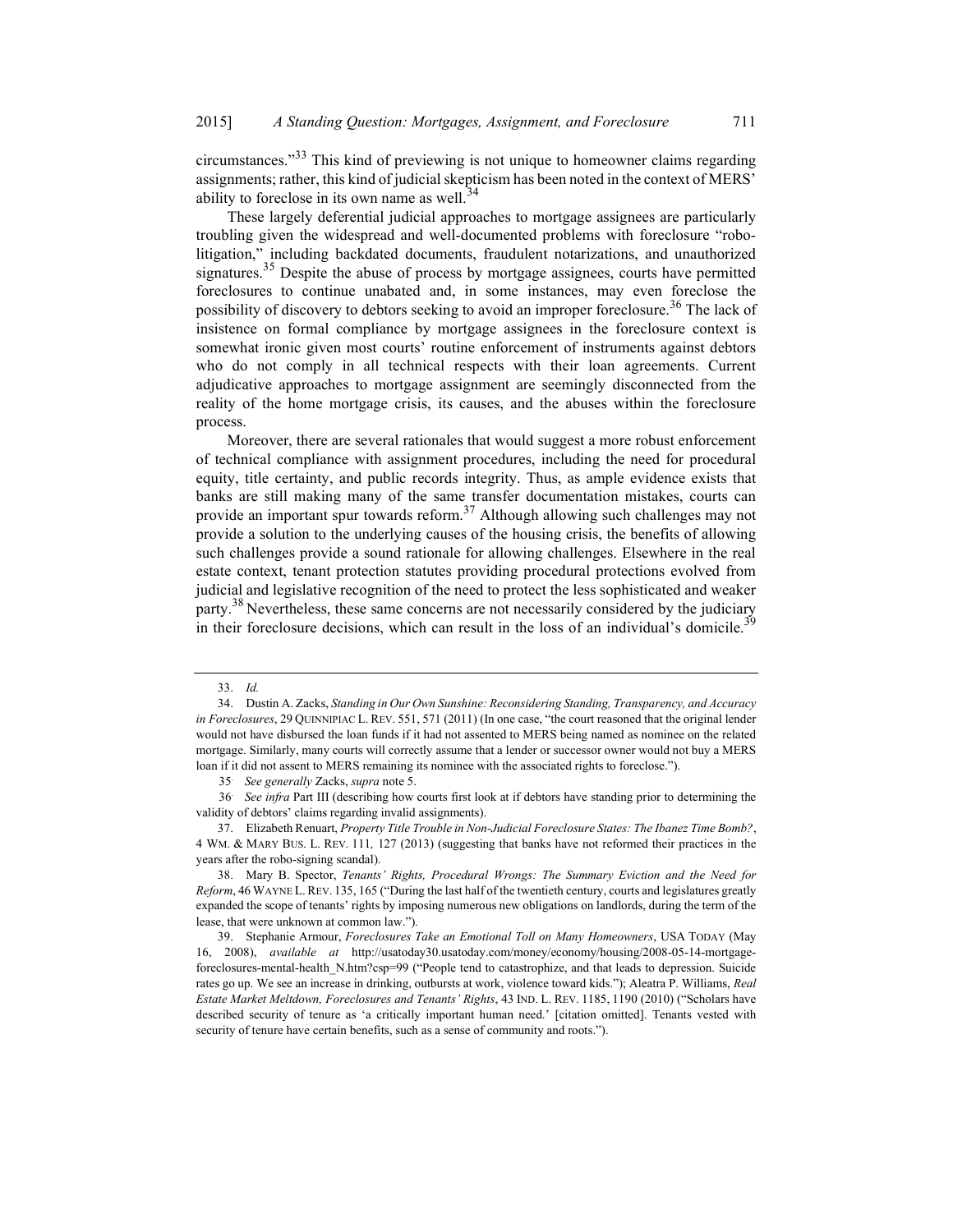circumstances."[33] This kind of previewing is not unique to homeowner claims regarding assignments; rather, this kind of judicial skepticism has been noted in the context of MERS' ability to foreclose in its own name as well.[34]

These largely deferential judicial approaches to mortgage assignees are particularly troubling given the widespread and well-documented problems with foreclosure "robo-litigation," including backdated documents, fraudulent notarizations, and unauthorized signatures.[35] Despite the abuse of process by mortgage assignees, courts have permitted foreclosures to continue unabated and, in some instances, may even foreclose the possibility of discovery to debtors seeking to avoid an improper foreclosure.[36] The lack of insistence on formal compliance by mortgage assignees in the foreclosure context is somewhat ironic given most courts' routine enforcement of instruments against debtors who do not comply in all technical respects with their loan agreements. Current adjudicative approaches to mortgage assignment are seemingly disconnected from the reality of the home mortgage crisis, its causes, and the abuses within the foreclosure process.

Moreover, there are several rationales that would suggest a more robust enforcement of technical compliance with assignment procedures, including the need for procedural equity, title certainty, and public records integrity. Thus, as ample evidence exists that banks are still making many of the same transfer documentation mistakes, courts can provide an important spur towards reform.[37] Although allowing such challenges may not provide a solution to the underlying causes of the housing crisis, the benefits of allowing such challenges provide a sound rationale for allowing challenges. Elsewhere in the real estate context, tenant protection statutes providing procedural protections evolved from judicial and legislative recognition of the need to protect the less sophisticated and weaker party.[38] Nevertheless, these same concerns are not necessarily considered by the judiciary in their foreclosure decisions, which can result in the loss of an individual's domicile.[39]

---

33. *Id.*

34. Dustin A. Zacks, *Standing in Our Own Sunshine: Reconsidering Standing, Transparency, and Accuracy in Foreclosures*, 29 QUINNIPIAC L. REV. 551, 571 (2011) (In one case, "the court reasoned that the original lender would not have disbursed the loan funds if it had not assented to MERS being named as nominee on the related mortgage. Similarly, many courts will correctly assume that a lender or successor owner would not buy a MERS loan if it did not assent to MERS remaining its nominee with the associated rights to foreclose.").

35. *See generally* Zacks, *supra* note 5.

36. *See infra* Part III (describing how courts first look at if debtors have standing prior to determining the validity of debtors' claims regarding invalid assignments).

37. Elizabeth Renuart, *Property Title Trouble in Non-Judicial Foreclosure States: The Ibanez Time Bomb?*, 4 WM. & MARY BUS. L. REV. 111, 127 (2013) (suggesting that banks have not reformed their practices in the years after the robo-signing scandal).

38. Mary B. Spector, *Tenants' Rights, Procedural Wrongs: The Summary Eviction and the Need for Reform*, 46 WAYNE L. REV. 135, 165 ("During the last half of the twentieth century, courts and legislatures greatly expanded the scope of tenants' rights by imposing numerous new obligations on landlords, during the term of the lease, that were unknown at common law.").

39. Stephanie Armour, *Foreclosures Take an Emotional Toll on Many Homeowners*, USA TODAY (May 16, 2008), *available at* http://usatoday30.usatoday.com/money/economy/housing/2008-05-14-mortgage-foreclosures-mental-health_N.htm?csp=99 ("People tend to catastrophize, and that leads to depression. Suicide rates go up. We see an increase in drinking, outbursts at work, violence toward kids."); Aleatra P. Williams, *Real Estate Market Meltdown, Foreclosures and Tenants' Rights*, 43 IND. L. REV. 1185, 1190 (2010) ("Scholars have described security of tenure as 'a critically important human need.' [citation omitted]. Tenants vested with security of tenure have certain benefits, such as a sense of community and roots.").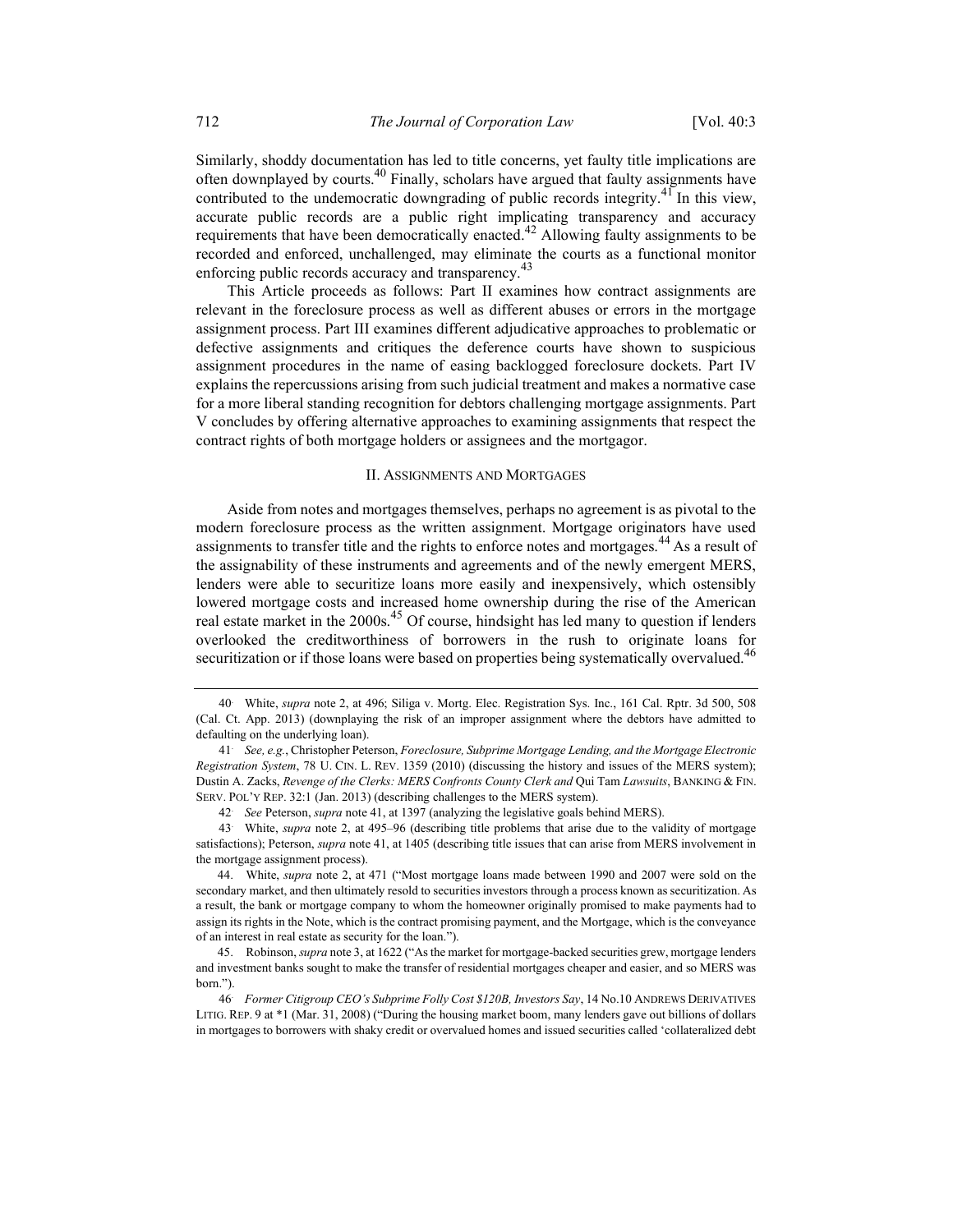Similarly, shoddy documentation has led to title concerns, yet faulty title implications are often downplayed by courts.[40] Finally, scholars have argued that faulty assignments have contributed to the undemocratic downgrading of public records integrity.[41] In this view, accurate public records are a public right implicating transparency and accuracy requirements that have been democratically enacted.[42] Allowing faulty assignments to be recorded and enforced, unchallenged, may eliminate the courts as a functional monitor enforcing public records accuracy and transparency.[43]

This Article proceeds as follows: Part II examines how contract assignments are relevant in the foreclosure process as well as different abuses or errors in the mortgage assignment process. Part III examines different adjudicative approaches to problematic or defective assignments and critiques the deference courts have shown to suspicious assignment procedures in the name of easing backlogged foreclosure dockets. Part IV explains the repercussions arising from such judicial treatment and makes a normative case for a more liberal standing recognition for debtors challenging mortgage assignments. Part V concludes by offering alternative approaches to examining assignments that respect the contract rights of both mortgage holders or assignees and the mortgagor.

## II. ASSIGNMENTS AND MORTGAGES

Aside from notes and mortgages themselves, perhaps no agreement is as pivotal to the modern foreclosure process as the written assignment. Mortgage originators have used assignments to transfer title and the rights to enforce notes and mortgages.[44] As a result of the assignability of these instruments and agreements and of the newly emergent MERS, lenders were able to securitize loans more easily and inexpensively, which ostensibly lowered mortgage costs and increased home ownership during the rise of the American real estate market in the 2000s.[45] Of course, hindsight has led many to question if lenders overlooked the creditworthiness of borrowers in the rush to originate loans for securitization or if those loans were based on properties being systematically overvalued.[46]

---

40. White, *supra* note 2, at 496; Siliga v. Mortg. Elec. Registration Sys. Inc., 161 Cal. Rptr. 3d 500, 508 (Cal. Ct. App. 2013) (downplaying the risk of an improper assignment where the debtors have admitted to defaulting on the underlying loan).

41. *See, e.g.*, Christopher Peterson, *Foreclosure, Subprime Mortgage Lending, and the Mortgage Electronic Registration System*, 78 U. CIN. L. REV. 1359 (2010) (discussing the history and issues of the MERS system); Dustin A. Zacks, *Revenge of the Clerks: MERS Confronts County Clerk and* Qui Tam *Lawsuits*, BANKING & FIN. SERV. POL'Y REP. 32:1 (Jan. 2013) (describing challenges to the MERS system).

42. *See* Peterson, *supra* note 41, at 1397 (analyzing the legislative goals behind MERS).

43. White, *supra* note 2, at 495–96 (describing title problems that arise due to the validity of mortgage satisfactions); Peterson, *supra* note 41, at 1405 (describing title issues that can arise from MERS involvement in the mortgage assignment process).

44. White, *supra* note 2, at 471 ("Most mortgage loans made between 1990 and 2007 were sold on the secondary market, and then ultimately resold to securities investors through a process known as securitization. As a result, the bank or mortgage company to whom the homeowner originally promised to make payments had to assign its rights in the Note, which is the contract promising payment, and the Mortgage, which is the conveyance of an interest in real estate as security for the loan.").

45. Robinson, *supra* note 3, at 1622 ("As the market for mortgage-backed securities grew, mortgage lenders and investment banks sought to make the transfer of residential mortgages cheaper and easier, and so MERS was born.").

46. *Former Citigroup CEO's Subprime Folly Cost $120B, Investors Say*, 14 No.10 ANDREWS DERIVATIVES LITIG. REP. 9 at *1 (Mar. 31, 2008) ("During the housing market boom, many lenders gave out billions of dollars in mortgages to borrowers with shaky credit or overvalued homes and issued securities called 'collateralized debt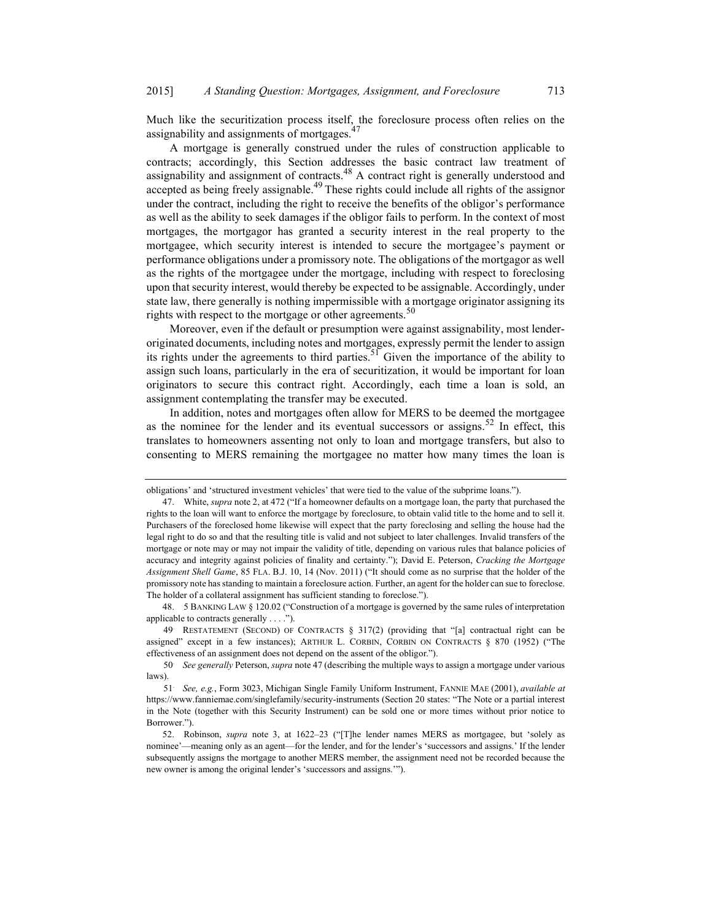Much like the securitization process itself, the foreclosure process often relies on the assignability and assignments of mortgages.[47]

A mortgage is generally construed under the rules of construction applicable to contracts; accordingly, this Section addresses the basic contract law treatment of assignability and assignment of contracts.[48] A contract right is generally understood and accepted as being freely assignable.[49] These rights could include all rights of the assignor under the contract, including the right to receive the benefits of the obligor's performance as well as the ability to seek damages if the obligor fails to perform. In the context of most mortgages, the mortgagor has granted a security interest in the real property to the mortgagee, which security interest is intended to secure the mortgagee's payment or performance obligations under a promissory note. The obligations of the mortgagor as well as the rights of the mortgagee under the mortgage, including with respect to foreclosing upon that security interest, would thereby be expected to be assignable. Accordingly, under state law, there generally is nothing impermissible with a mortgage originator assigning its rights with respect to the mortgage or other agreements.[50]

Moreover, even if the default or presumption were against assignability, most lender-originated documents, including notes and mortgages, expressly permit the lender to assign its rights under the agreements to third parties.[51] Given the importance of the ability to assign such loans, particularly in the era of securitization, it would be important for loan originators to secure this contract right. Accordingly, each time a loan is sold, an assignment contemplating the transfer may be executed.

In addition, notes and mortgages often allow for MERS to be deemed the mortgagee as the nominee for the lender and its eventual successors or assigns.[52] In effect, this translates to homeowners assenting not only to loan and mortgage transfers, but also to consenting to MERS remaining the mortgagee no matter how many times the loan is

---

obligations' and 'structured investment vehicles' that were tied to the value of the subprime loans.").

47. White, *supra* note 2, at 472 ("If a homeowner defaults on a mortgage loan, the party that purchased the rights to the loan will want to enforce the mortgage by foreclosure, to obtain valid title to the home and to sell it. Purchasers of the foreclosed home likewise will expect that the party foreclosing and selling the house had the legal right to do so and that the resulting title is valid and not subject to later challenges. Invalid transfers of the mortgage or note may or may not impair the validity of title, depending on various rules that balance policies of accuracy and integrity against policies of finality and certainty."); David E. Peterson, *Cracking the Mortgage Assignment Shell Game*, 85 FLA. B.J. 10, 14 (Nov. 2011) ("It should come as no surprise that the holder of the promissory note has standing to maintain a foreclosure action. Further, an agent for the holder can sue to foreclose. The holder of a collateral assignment has sufficient standing to foreclose.").

48. 5 BANKING LAW § 120.02 ("Construction of a mortgage is governed by the same rules of interpretation applicable to contracts generally . . . .").

49. RESTATEMENT (SECOND) OF CONTRACTS § 317(2) (providing that "[a] contractual right can be assigned" except in a few instances); ARTHUR L. CORBIN, CORBIN ON CONTRACTS § 870 (1952) ("The effectiveness of an assignment does not depend on the assent of the obligor.").

50. *See generally* Peterson, *supra* note 47 (describing the multiple ways to assign a mortgage under various laws).

51. *See, e.g.*, Form 3023, Michigan Single Family Uniform Instrument, FANNIE MAE (2001), *available at* https://www.fanniemae.com/singlefamily/security-instruments (Section 20 states: "The Note or a partial interest in the Note (together with this Security Instrument) can be sold one or more times without prior notice to Borrower.").

52. Robinson, *supra* note 3, at 1622–23 ("[T]he lender names MERS as mortgagee, but 'solely as nominee'—meaning only as an agent—for the lender, and for the lender's 'successors and assigns.' If the lender subsequently assigns the mortgage to another MERS member, the assignment need not be recorded because the new owner is among the original lender's 'successors and assigns.'").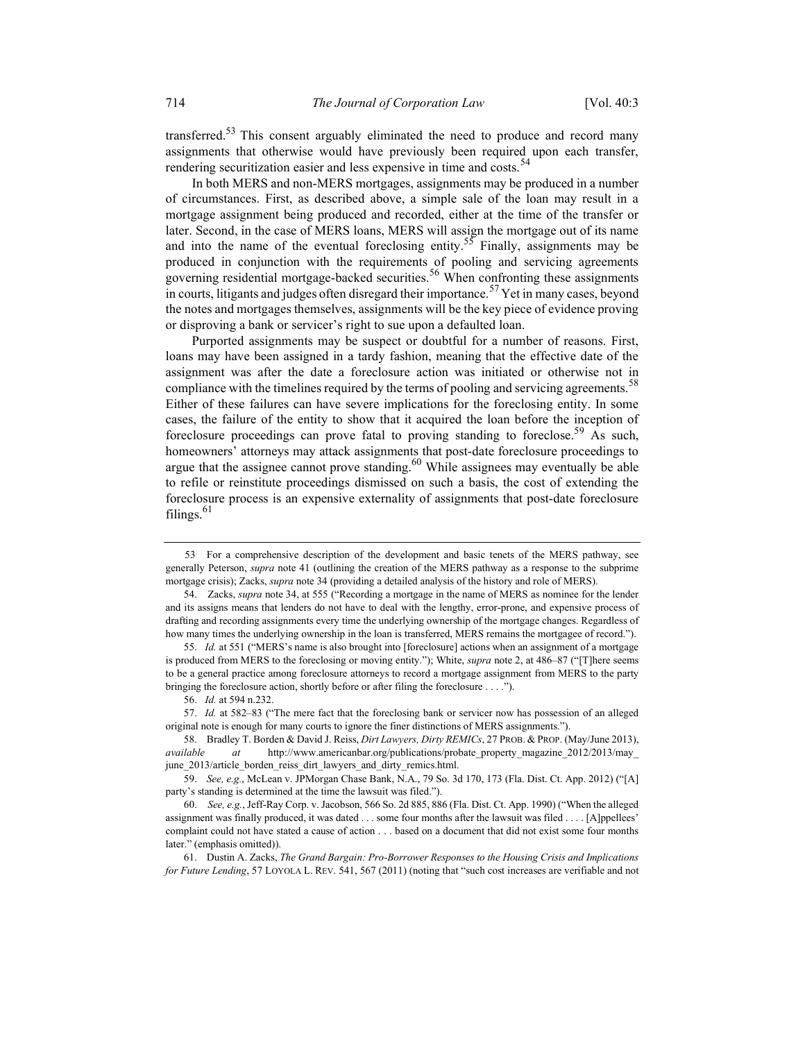transferred.[53] This consent arguably eliminated the need to produce and record many assignments that otherwise would have previously been required upon each transfer, rendering securitization easier and less expensive in time and costs.[54]

In both MERS and non-MERS mortgages, assignments may be produced in a number of circumstances. First, as described above, a simple sale of the loan may result in a mortgage assignment being produced and recorded, either at the time of the transfer or later. Second, in the case of MERS loans, MERS will assign the mortgage out of its name and into the name of the eventual foreclosing entity.[55] Finally, assignments may be produced in conjunction with the requirements of pooling and servicing agreements governing residential mortgage-backed securities.[56] When confronting these assignments in courts, litigants and judges often disregard their importance.[57] Yet in many cases, beyond the notes and mortgages themselves, assignments will be the key piece of evidence proving or disproving a bank or servicer's right to sue upon a defaulted loan.

Purported assignments may be suspect or doubtful for a number of reasons. First, loans may have been assigned in a tardy fashion, meaning that the effective date of the assignment was after the date a foreclosure action was initiated or otherwise not in compliance with the timelines required by the terms of pooling and servicing agreements.[58] Either of these failures can have severe implications for the foreclosing entity. In some cases, the failure of the entity to show that it acquired the loan before the inception of foreclosure proceedings can prove fatal to proving standing to foreclose.[59] As such, homeowners' attorneys may attack assignments that post-date foreclosure proceedings to argue that the assignee cannot prove standing.[60] While assignees may eventually be able to refile or reinstitute proceedings dismissed on such a basis, the cost of extending the foreclosure process is an expensive externality of assignments that post-date foreclosure filings.[61]

---

53. For a comprehensive description of the development and basic tenets of the MERS pathway, see generally Peterson, *supra* note 41 (outlining the creation of the MERS pathway as a response to the subprime mortgage crisis); Zacks, *supra* note 34 (providing a detailed analysis of the history and role of MERS).

54. Zacks, *supra* note 34, at 555 ("Recording a mortgage in the name of MERS as nominee for the lender and its assigns means that lenders do not have to deal with the lengthy, error-prone, and expensive process of drafting and recording assignments every time the underlying ownership of the mortgage changes. Regardless of how many times the underlying ownership in the loan is transferred, MERS remains the mortgagee of record.").

55. *Id.* at 551 ("MERS's name is also brought into [foreclosure] actions when an assignment of a mortgage is produced from MERS to the foreclosing or moving entity."); White, *supra* note 2, at 486–87 ("[T]here seems to be a general practice among foreclosure attorneys to record a mortgage assignment from MERS to the party bringing the foreclosure action, shortly before or after filing the foreclosure . . . .").

56. *Id.* at 594 n.232.

57. *Id.* at 582–83 ("The mere fact that the foreclosing bank or servicer now has possession of an alleged original note is enough for many courts to ignore the finer distinctions of MERS assignments.").

58. Bradley T. Borden & David J. Reiss, *Dirt Lawyers, Dirty REMICs*, 27 PROB. & PROP. (May/June 2013), *available at* http://www.americanbar.org/publications/probate_property_magazine_2012/2013/may_june_2013/article_borden_reiss_dirt_lawyers_and_dirty_remics.html.

59. *See, e.g.*, McLean v. JPMorgan Chase Bank, N.A., 79 So. 3d 170, 173 (Fla. Dist. Ct. App. 2012) ("[A] party's standing is determined at the time the lawsuit was filed.").

60. *See, e.g.*, Jeff-Ray Corp. v. Jacobson, 566 So. 2d 885, 886 (Fla. Dist. Ct. App. 1990) ("When the alleged assignment was finally produced, it was dated . . . some four months after the lawsuit was filed . . . . [A]ppellees' complaint could not have stated a cause of action . . . based on a document that did not exist some four months later." (emphasis omitted)).

61. Dustin A. Zacks, *The Grand Bargain: Pro-Borrower Responses to the Housing Crisis and Implications for Future Lending*, 57 LOYOLA L. REV. 541, 567 (2011) (noting that "such cost increases are verifiable and not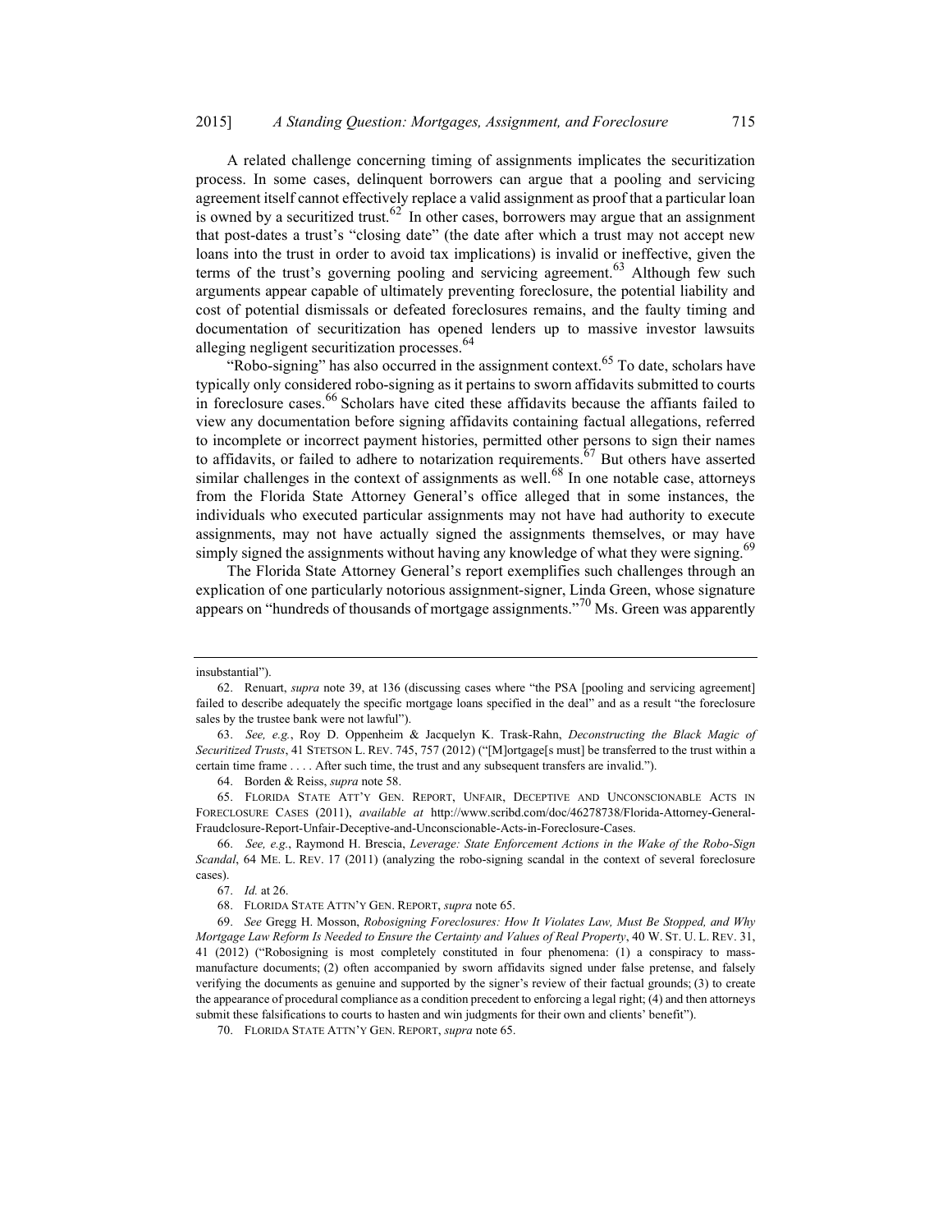A related challenge concerning timing of assignments implicates the securitization process. In some cases, delinquent borrowers can argue that a pooling and servicing agreement itself cannot effectively replace a valid assignment as proof that a particular loan is owned by a securitized trust.[62] In other cases, borrowers may argue that an assignment that post-dates a trust's "closing date" (the date after which a trust may not accept new loans into the trust in order to avoid tax implications) is invalid or ineffective, given the terms of the trust's governing pooling and servicing agreement.[63] Although few such arguments appear capable of ultimately preventing foreclosure, the potential liability and cost of potential dismissals or defeated foreclosures remains, and the faulty timing and documentation of securitization has opened lenders up to massive investor lawsuits alleging negligent securitization processes.[64]

"Robo-signing" has also occurred in the assignment context.[65] To date, scholars have typically only considered robo-signing as it pertains to sworn affidavits submitted to courts in foreclosure cases.[66] Scholars have cited these affidavits because the affiants failed to view any documentation before signing affidavits containing factual allegations, referred to incomplete or incorrect payment histories, permitted other persons to sign their names to affidavits, or failed to adhere to notarization requirements.[67] But others have asserted similar challenges in the context of assignments as well.[68] In one notable case, attorneys from the Florida State Attorney General's office alleged that in some instances, the individuals who executed particular assignments may not have had authority to execute assignments, may not have actually signed the assignments themselves, or may have simply signed the assignments without having any knowledge of what they were signing.[69]

The Florida State Attorney General's report exemplifies such challenges through an explication of one particularly notorious assignment-signer, Linda Green, whose signature appears on "hundreds of thousands of mortgage assignments."[70] Ms. Green was apparently

---

insubstantial").

62. Renuart, *supra* note 39, at 136 (discussing cases where "the PSA [pooling and servicing agreement] failed to describe adequately the specific mortgage loans specified in the deal" and as a result "the foreclosure sales by the trustee bank were not lawful").

63. *See, e.g.*, Roy D. Oppenheim & Jacquelyn K. Trask-Rahn, *Deconstructing the Black Magic of Securitized Trusts*, 41 STETSON L. REV. 745, 757 (2012) ("[M]ortgage[s must] be transferred to the trust within a certain time frame . . . . After such time, the trust and any subsequent transfers are invalid.").

64. Borden & Reiss, *supra* note 58.

65. FLORIDA STATE ATT'Y GEN. REPORT, UNFAIR, DECEPTIVE AND UNCONSCIONABLE ACTS IN FORECLOSURE CASES (2011), *available at* http://www.scribd.com/doc/46278738/Florida-Attorney-General-Fraudclosure-Report-Unfair-Deceptive-and-Unconscionable-Acts-in-Foreclosure-Cases.

66. *See, e.g.*, Raymond H. Brescia, *Leverage: State Enforcement Actions in the Wake of the Robo-Sign Scandal*, 64 ME. L. REV. 17 (2011) (analyzing the robo-signing scandal in the context of several foreclosure cases).

67. *Id.* at 26.

68. FLORIDA STATE ATTN'Y GEN. REPORT, *supra* note 65.

69. *See* Gregg H. Mosson, *Robosigning Foreclosures: How It Violates Law, Must Be Stopped, and Why Mortgage Law Reform Is Needed to Ensure the Certainty and Values of Real Property*, 40 W. ST. U. L. REV. 31, 41 (2012) ("Robosigning is most completely constituted in four phenomena: (1) a conspiracy to mass-manufacture documents; (2) often accompanied by sworn affidavits signed under false pretense, and falsely verifying the documents as genuine and supported by the signer's review of their factual grounds; (3) to create the appearance of procedural compliance as a condition precedent to enforcing a legal right; (4) and then attorneys submit these falsifications to courts to hasten and win judgments for their own and clients' benefit").

70. FLORIDA STATE ATTN'Y GEN. REPORT, *supra* note 65.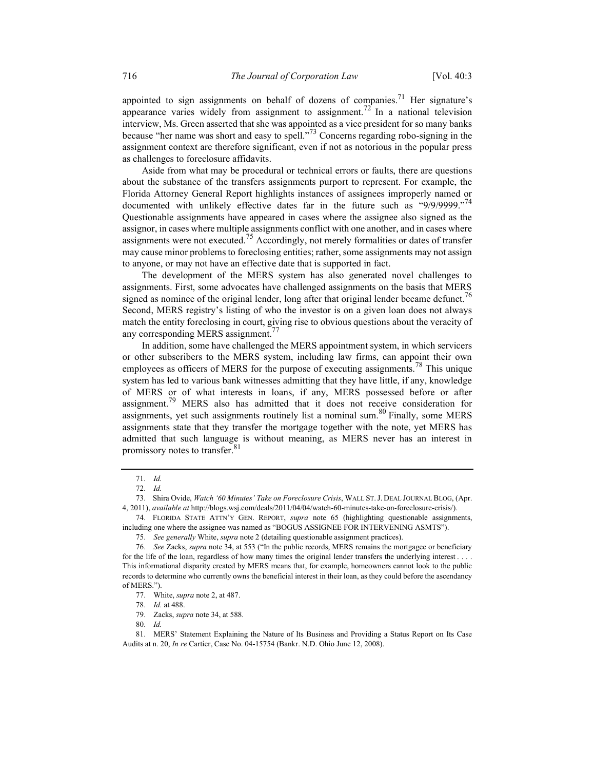appointed to sign assignments on behalf of dozens of companies.[71] Her signature's appearance varies widely from assignment to assignment.[72] In a national television interview, Ms. Green asserted that she was appointed as a vice president for so many banks because "her name was short and easy to spell."[73] Concerns regarding robo-signing in the assignment context are therefore significant, even if not as notorious in the popular press as challenges to foreclosure affidavits.

Aside from what may be procedural or technical errors or faults, there are questions about the substance of the transfers assignments purport to represent. For example, the Florida Attorney General Report highlights instances of assignees improperly named or documented with unlikely effective dates far in the future such as "9/9/9999."[74] Questionable assignments have appeared in cases where the assignee also signed as the assignor, in cases where multiple assignments conflict with one another, and in cases where assignments were not executed.[75] Accordingly, not merely formalities or dates of transfer may cause minor problems to foreclosing entities; rather, some assignments may not assign to anyone, or may not have an effective date that is supported in fact.

The development of the MERS system has also generated novel challenges to assignments. First, some advocates have challenged assignments on the basis that MERS signed as nominee of the original lender, long after that original lender became defunct.[76] Second, MERS registry's listing of who the investor is on a given loan does not always match the entity foreclosing in court, giving rise to obvious questions about the veracity of any corresponding MERS assignment.[77]

In addition, some have challenged the MERS appointment system, in which servicers or other subscribers to the MERS system, including law firms, can appoint their own employees as officers of MERS for the purpose of executing assignments.[78] This unique system has led to various bank witnesses admitting that they have little, if any, knowledge of MERS or of what interests in loans, if any, MERS possessed before or after assignment.[79] MERS also has admitted that it does not receive consideration for assignments, yet such assignments routinely list a nominal sum.[80] Finally, some MERS assignments state that they transfer the mortgage together with the note, yet MERS has admitted that such language is without meaning, as MERS never has an interest in promissory notes to transfer.[81]

---

71. *Id.*

72. *Id.*

73. Shira Ovide, *Watch '60 Minutes' Take on Foreclosure Crisis*, WALL ST. J. DEAL JOURNAL BLOG, (Apr. 4, 2011), *available at* http://blogs.wsj.com/deals/2011/04/04/watch-60-minutes-take-on-foreclosure-crisis/).

74. FLORIDA STATE ATTN'Y GEN. REPORT, *supra* note 65 (highlighting questionable assignments, including one where the assignee was named as "BOGUS ASSIGNEE FOR INTERVENING ASMTS").

75. *See generally* White, *supra* note 2 (detailing questionable assignment practices).

76. *See* Zacks, *supra* note 34, at 553 ("In the public records, MERS remains the mortgagee or beneficiary for the life of the loan, regardless of how many times the original lender transfers the underlying interest . . . . This informational disparity created by MERS means that, for example, homeowners cannot look to the public records to determine who currently owns the beneficial interest in their loan, as they could before the ascendancy of MERS.").

77. White, *supra* note 2, at 487.

78. *Id.* at 488.

79. Zacks, *supra* note 34, at 588.

80. *Id.*

81. MERS' Statement Explaining the Nature of Its Business and Providing a Status Report on Its Case Audits at n. 20, *In re* Cartier, Case No. 04-15754 (Bankr. N.D. Ohio June 12, 2008).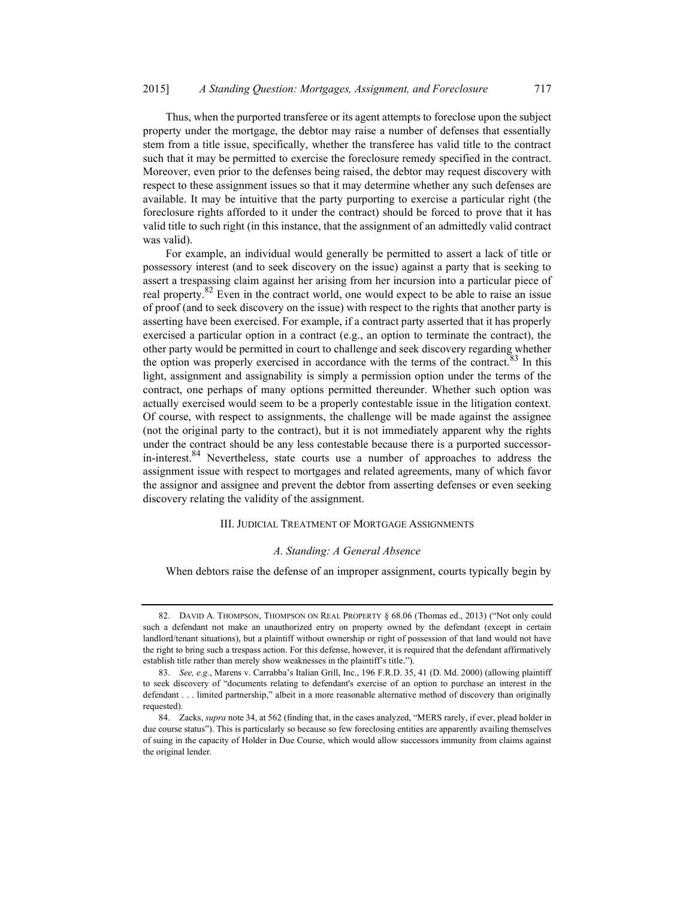Thus, when the purported transferee or its agent attempts to foreclose upon the subject property under the mortgage, the debtor may raise a number of defenses that essentially stem from a title issue, specifically, whether the transferee has valid title to the contract such that it may be permitted to exercise the foreclosure remedy specified in the contract. Moreover, even prior to the defenses being raised, the debtor may request discovery with respect to these assignment issues so that it may determine whether any such defenses are available. It may be intuitive that the party purporting to exercise a particular right (the foreclosure rights afforded to it under the contract) should be forced to prove that it has valid title to such right (in this instance, that the assignment of an admittedly valid contract was valid).

For example, an individual would generally be permitted to assert a lack of title or possessory interest (and to seek discovery on the issue) against a party that is seeking to assert a trespassing claim against her arising from her incursion into a particular piece of real property.[82] Even in the contract world, one would expect to be able to raise an issue of proof (and to seek discovery on the issue) with respect to the rights that another party is asserting have been exercised. For example, if a contract party asserted that it has properly exercised a particular option in a contract (e.g., an option to terminate the contract), the other party would be permitted in court to challenge and seek discovery regarding whether the option was properly exercised in accordance with the terms of the contract.[83] In this light, assignment and assignability is simply a permission option under the terms of the contract, one perhaps of many options permitted thereunder. Whether such option was actually exercised would seem to be a properly contestable issue in the litigation context. Of course, with respect to assignments, the challenge will be made against the assignee (not the original party to the contract), but it is not immediately apparent why the rights under the contract should be any less contestable because there is a purported successor-in-interest.[84] Nevertheless, state courts use a number of approaches to address the assignment issue with respect to mortgages and related agreements, many of which favor the assignor and assignee and prevent the debtor from asserting defenses or even seeking discovery relating the validity of the assignment.

## III. JUDICIAL TREATMENT OF MORTGAGE ASSIGNMENTS

### *A. Standing: A General Absence*

When debtors raise the defense of an improper assignment, courts typically begin by

---

82. DAVID A. THOMPSON, THOMPSON ON REAL PROPERTY § 68.06 (Thomas ed., 2013) ("Not only could such a defendant not make an unauthorized entry on property owned by the defendant (except in certain landlord/tenant situations), but a plaintiff without ownership or right of possession of that land would not have the right to bring such a trespass action. For this defense, however, it is required that the defendant affirmatively establish title rather than merely show weaknesses in the plaintiff's title.").

83. *See, e.g.*, Marens v. Carrabba's Italian Grill, Inc., 196 F.R.D. 35, 41 (D. Md. 2000) (allowing plaintiff to seek discovery of "documents relating to defendant's exercise of an option to purchase an interest in the defendant . . . limited partnership," albeit in a more reasonable alternative method of discovery than originally requested).

84. Zacks, *supra* note 34, at 562 (finding that, in the cases analyzed, "MERS rarely, if ever, plead holder in due course status"). This is particularly so because so few foreclosing entities are apparently availing themselves of suing in the capacity of Holder in Due Course, which would allow successors immunity from claims against the original lender.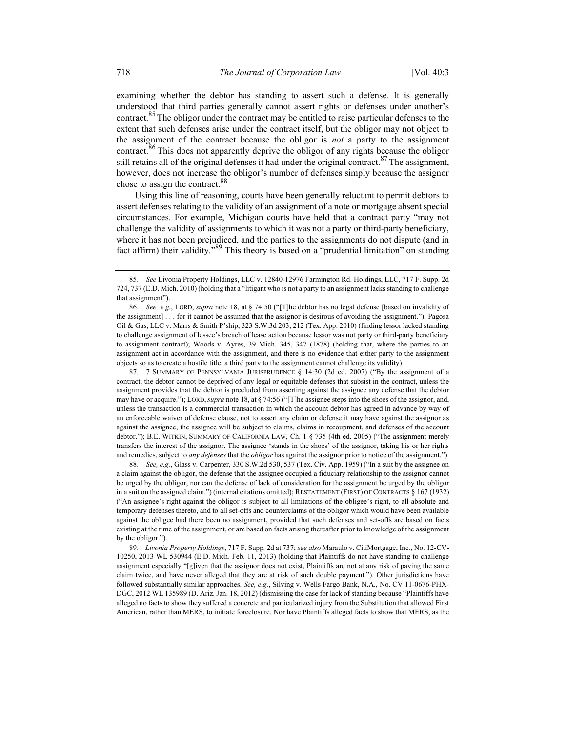examining whether the debtor has standing to assert such a defense. It is generally understood that third parties generally cannot assert rights or defenses under another's contract.[85] The obligor under the contract may be entitled to raise particular defenses to the extent that such defenses arise under the contract itself, but the obligor may not object to the assignment of the contract because the obligor is *not* a party to the assignment contract.[86] This does not apparently deprive the obligor of any rights because the obligor still retains all of the original defenses it had under the original contract.[87] The assignment, however, does not increase the obligor's number of defenses simply because the assignor chose to assign the contract.[88]

Using this line of reasoning, courts have been generally reluctant to permit debtors to assert defenses relating to the validity of an assignment of a note or mortgage absent special circumstances. For example, Michigan courts have held that a contract party "may not challenge the validity of assignments to which it was not a party or third-party beneficiary, where it has not been prejudiced, and the parties to the assignments do not dispute (and in fact affirm) their validity."[89] This theory is based on a "prudential limitation" on standing

---

85. *See* Livonia Property Holdings, LLC v. 12840-12976 Farmington Rd. Holdings, LLC, 717 F. Supp. 2d 724, 737 (E.D. Mich. 2010) (holding that a "litigant who is not a party to an assignment lacks standing to challenge that assignment").

86. *See, e.g.*, LORD, *supra* note 18, at § 74:50 ("[T]he debtor has no legal defense [based on invalidity of the assignment] . . . for it cannot be assumed that the assignor is desirous of avoiding the assignment."); Pagosa Oil & Gas, LLC v. Marrs & Smith P'ship, 323 S.W.3d 203, 212 (Tex. App. 2010) (finding lessor lacked standing to challenge assignment of lessee's breach of lease action because lessor was not party or third-party beneficiary to assignment contract); Woods v. Ayres, 39 Mich. 345, 347 (1878) (holding that, where the parties to an assignment act in accordance with the assignment, and there is no evidence that either party to the assignment objects so as to create a hostile title, a third party to the assignment cannot challenge its validity).

87. 7 SUMMARY OF PENNSYLVANIA JURISPRUDENCE § 14:30 (2d ed. 2007) ("By the assignment of a contract, the debtor cannot be deprived of any legal or equitable defenses that subsist in the contract, unless the assignment provides that the debtor is precluded from asserting against the assignee any defense that the debtor may have or acquire."); LORD, *supra* note 18, at § 74:56 ("[T]he assignee steps into the shoes of the assignor, and, unless the transaction is a commercial transaction in which the account debtor has agreed in advance by way of an enforceable waiver of defense clause, not to assert any claim or defense it may have against the assignor as against the assignee, the assignee will be subject to claims, claims in recoupment, and defenses of the account debtor."); B.E. WITKIN, SUMMARY OF CALIFORNIA LAW, Ch. 1 § 735 (4th ed. 2005) ("The assignment merely transfers the interest of the assignor. The assignee 'stands in the shoes' of the assignor, taking his or her rights and remedies, subject to *any defenses* that the *obligor* has against the assignor prior to notice of the assignment.").

88. *See, e.g.*, Glass v. Carpenter, 330 S.W.2d 530, 537 (Tex. Civ. App. 1959) ("In a suit by the assignee on a claim against the obligor, the defense that the assignee occupied a fiduciary relationship to the assignor cannot be urged by the obligor, nor can the defense of lack of consideration for the assignment be urged by the obligor in a suit on the assigned claim.") (internal citations omitted); RESTATEMENT (FIRST) OF CONTRACTS § 167 (1932) ("An assignee's right against the obligor is subject to all limitations of the obligee's right, to all absolute and temporary defenses thereto, and to all set-offs and counterclaims of the obligor which would have been available against the obligee had there been no assignment, provided that such defenses and set-offs are based on facts existing at the time of the assignment, or are based on facts arising thereafter prior to knowledge of the assignment by the obligor.").

89. *Livonia Property Holdings*, 717 F. Supp. 2d at 737; *see also* Maraulo v. CitiMortgage, Inc., No. 12-CV-10250, 2013 WL 530944 (E.D. Mich. Feb. 11, 2013) (holding that Plaintiffs do not have standing to challenge assignment especially "[g]iven that the assignor does not exist, Plaintiffs are not at any risk of paying the same claim twice, and have never alleged that they are at risk of such double payment."). Other jurisdictions have followed substantially similar approaches. *See, e.g.*, Silving v. Wells Fargo Bank, N.A., No. CV 11-0676-PHX-DGC, 2012 WL 135989 (D. Ariz. Jan. 18, 2012) (dismissing the case for lack of standing because "Plaintiffs have alleged no facts to show they suffered a concrete and particularized injury from the Substitution that allowed First American, rather than MERS, to initiate foreclosure. Nor have Plaintiffs alleged facts to show that MERS, as the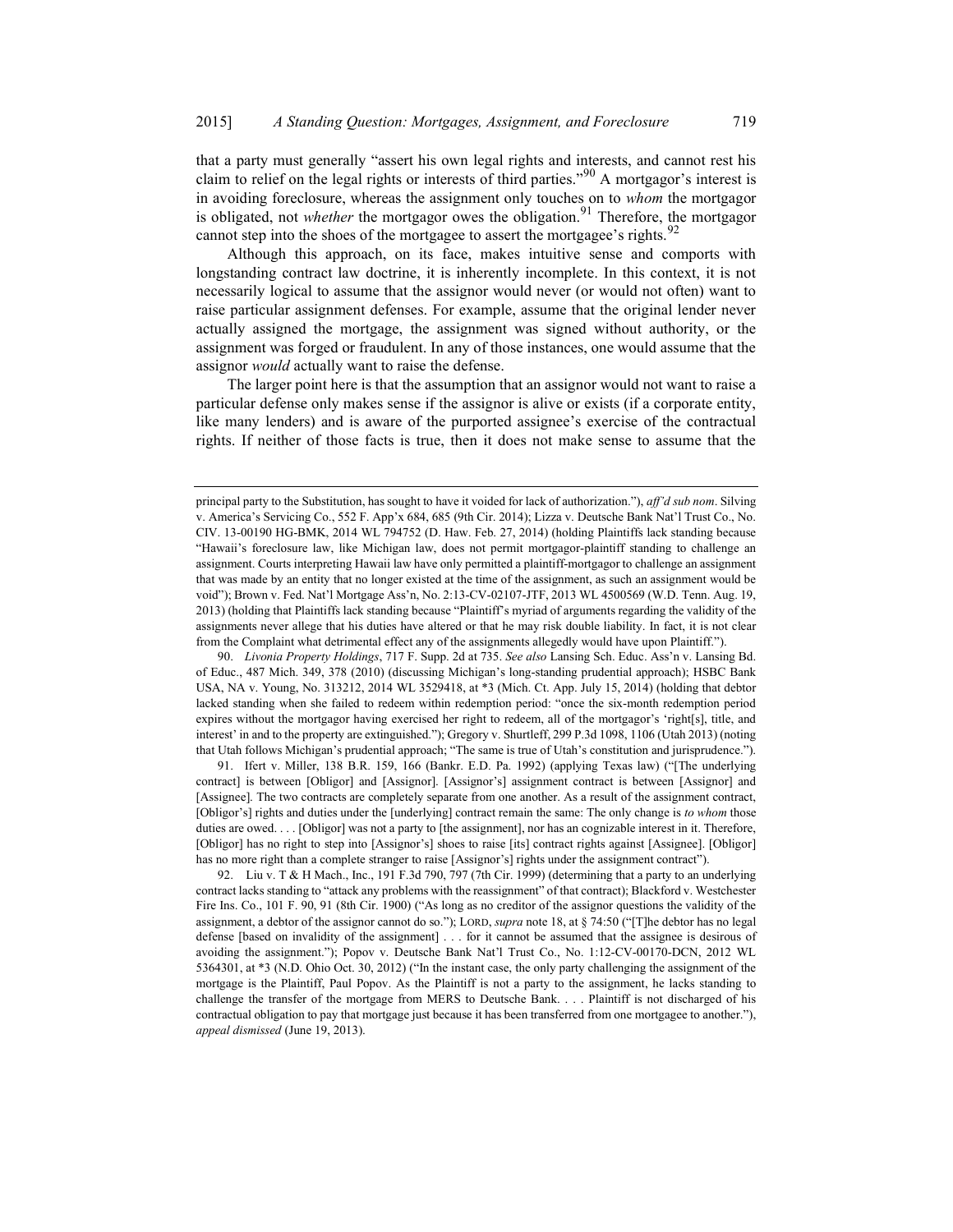that a party must generally "assert his own legal rights and interests, and cannot rest his claim to relief on the legal rights or interests of third parties."[90] A mortgagor's interest is in avoiding foreclosure, whereas the assignment only touches on to *whom* the mortgagor is obligated, not *whether* the mortgagor owes the obligation.[91] Therefore, the mortgagor cannot step into the shoes of the mortgagee to assert the mortgagee's rights.[92]

Although this approach, on its face, makes intuitive sense and comports with longstanding contract law doctrine, it is inherently incomplete. In this context, it is not necessarily logical to assume that the assignor would never (or would not often) want to raise particular assignment defenses. For example, assume that the original lender never actually assigned the mortgage, the assignment was signed without authority, or the assignment was forged or fraudulent. In any of those instances, one would assume that the assignor *would* actually want to raise the defense.

The larger point here is that the assumption that an assignor would not want to raise a particular defense only makes sense if the assignor is alive or exists (if a corporate entity, like many lenders) and is aware of the purported assignee's exercise of the contractual rights. If neither of those facts is true, then it does not make sense to assume that the

---

principal party to the Substitution, has sought to have it voided for lack of authorization."), *aff'd sub nom*. Silving v. America's Servicing Co., 552 F. App'x 684, 685 (9th Cir. 2014); Lizza v. Deutsche Bank Nat'l Trust Co., No. CIV. 13-00190 HG-BMK, 2014 WL 794752 (D. Haw. Feb. 27, 2014) (holding Plaintiffs lack standing because "Hawaii's foreclosure law, like Michigan law, does not permit mortgagor-plaintiff standing to challenge an assignment. Courts interpreting Hawaii law have only permitted a plaintiff-mortgagor to challenge an assignment that was made by an entity that no longer existed at the time of the assignment, as such an assignment would be void"); Brown v. Fed. Nat'l Mortgage Ass'n, No. 2:13-CV-02107-JTF, 2013 WL 4500569 (W.D. Tenn. Aug. 19, 2013) (holding that Plaintiffs lack standing because "Plaintiff's myriad of arguments regarding the validity of the assignments never allege that his duties have altered or that he may risk double liability. In fact, it is not clear from the Complaint what detrimental effect any of the assignments allegedly would have upon Plaintiff.").

90. *Livonia Property Holdings*, 717 F. Supp. 2d at 735. *See also* Lansing Sch. Educ. Ass'n v. Lansing Bd. of Educ., 487 Mich. 349, 378 (2010) (discussing Michigan's long-standing prudential approach); HSBC Bank USA, NA v. Young, No. 313212, 2014 WL 3529418, at *3 (Mich. Ct. App. July 15, 2014) (holding that debtor lacked standing when she failed to redeem within redemption period: "once the six-month redemption period expires without the mortgagor having exercised her right to redeem, all of the mortgagor's 'right[s], title, and interest' in and to the property are extinguished."); Gregory v. Shurtleff, 299 P.3d 1098, 1106 (Utah 2013) (noting that Utah follows Michigan's prudential approach; "The same is true of Utah's constitution and jurisprudence.").

91. Ifert v. Miller, 138 B.R. 159, 166 (Bankr. E.D. Pa. 1992) (applying Texas law) ("[The underlying contract] is between [Obligor] and [Assignor]. [Assignor's] assignment contract is between [Assignor] and [Assignee]. The two contracts are completely separate from one another. As a result of the assignment contract, [Obligor's] rights and duties under the [underlying] contract remain the same: The only change is *to whom* those duties are owed. . . . [Obligor] was not a party to [the assignment], nor has an cognizable interest in it. Therefore, [Obligor] has no right to step into [Assignor's] shoes to raise [its] contract rights against [Assignee]. [Obligor] has no more right than a complete stranger to raise [Assignor's] rights under the assignment contract").

92. Liu v. T & H Mach., Inc., 191 F.3d 790, 797 (7th Cir. 1999) (determining that a party to an underlying contract lacks standing to "attack any problems with the reassignment" of that contract); Blackford v. Westchester Fire Ins. Co., 101 F. 90, 91 (8th Cir. 1900) ("As long as no creditor of the assignor questions the validity of the assignment, a debtor of the assignor cannot do so."); LORD, *supra* note 18, at § 74:50 ("[T]he debtor has no legal defense [based on invalidity of the assignment] . . . for it cannot be assumed that the assignee is desirous of avoiding the assignment."); Popov v. Deutsche Bank Nat'l Trust Co., No. 1:12-CV-00170-DCN, 2012 WL 5364301, at *3 (N.D. Ohio Oct. 30, 2012) ("In the instant case, the only party challenging the assignment of the mortgage is the Plaintiff, Paul Popov. As the Plaintiff is not a party to the assignment, he lacks standing to challenge the transfer of the mortgage from MERS to Deutsche Bank. . . . Plaintiff is not discharged of his contractual obligation to pay that mortgage just because it has been transferred from one mortgagee to another."), *appeal dismissed* (June 19, 2013).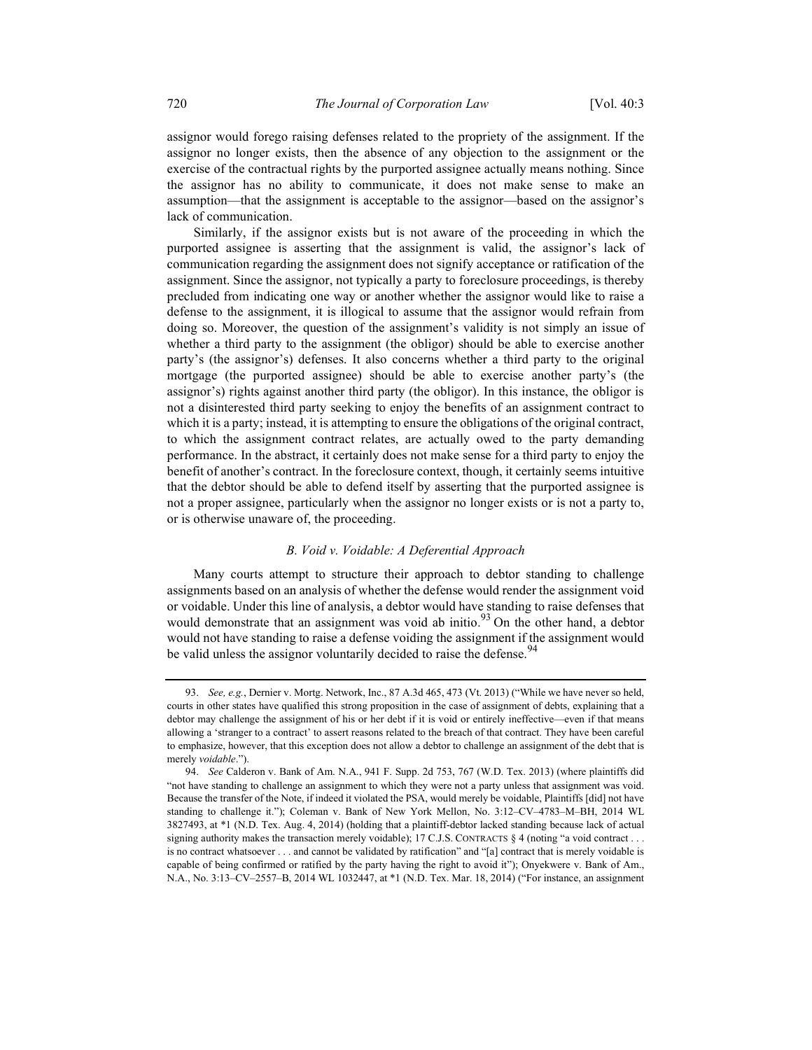assignor would forego raising defenses related to the propriety of the assignment. If the assignor no longer exists, then the absence of any objection to the assignment or the exercise of the contractual rights by the purported assignee actually means nothing. Since the assignor has no ability to communicate, it does not make sense to make an assumption—that the assignment is acceptable to the assignor—based on the assignor's lack of communication.

Similarly, if the assignor exists but is not aware of the proceeding in which the purported assignee is asserting that the assignment is valid, the assignor's lack of communication regarding the assignment does not signify acceptance or ratification of the assignment. Since the assignor, not typically a party to foreclosure proceedings, is thereby precluded from indicating one way or another whether the assignor would like to raise a defense to the assignment, it is illogical to assume that the assignor would refrain from doing so. Moreover, the question of the assignment's validity is not simply an issue of whether a third party to the assignment (the obligor) should be able to exercise another party's (the assignor's) defenses. It also concerns whether a third party to the original mortgage (the purported assignee) should be able to exercise another party's (the assignor's) rights against another third party (the obligor). In this instance, the obligor is not a disinterested third party seeking to enjoy the benefits of an assignment contract to which it is a party; instead, it is attempting to ensure the obligations of the original contract, to which the assignment contract relates, are actually owed to the party demanding performance. In the abstract, it certainly does not make sense for a third party to enjoy the benefit of another's contract. In the foreclosure context, though, it certainly seems intuitive that the debtor should be able to defend itself by asserting that the purported assignee is not a proper assignee, particularly when the assignor no longer exists or is not a party to, or is otherwise unaware of, the proceeding.

### *B. Void v. Voidable: A Deferential Approach*

Many courts attempt to structure their approach to debtor standing to challenge assignments based on an analysis of whether the defense would render the assignment void or voidable. Under this line of analysis, a debtor would have standing to raise defenses that would demonstrate that an assignment was void ab initio.[93] On the other hand, a debtor would not have standing to raise a defense voiding the assignment if the assignment would be valid unless the assignor voluntarily decided to raise the defense.[94]

---

93. *See, e.g.*, Dernier v. Mortg. Network, Inc., 87 A.3d 465, 473 (Vt. 2013) ("While we have never so held, courts in other states have qualified this strong proposition in the case of assignment of debts, explaining that a debtor may challenge the assignment of his or her debt if it is void or entirely ineffective—even if that means allowing a 'stranger to a contract' to assert reasons related to the breach of that contract. They have been careful to emphasize, however, that this exception does not allow a debtor to challenge an assignment of the debt that is merely *voidable*.").

94. *See* Calderon v. Bank of Am. N.A., 941 F. Supp. 2d 753, 767 (W.D. Tex. 2013) (where plaintiffs did "not have standing to challenge an assignment to which they were not a party unless that assignment was void. Because the transfer of the Note, if indeed it violated the PSA, would merely be voidable, Plaintiffs [did] not have standing to challenge it."); Coleman v. Bank of New York Mellon, No. 3:12–CV–4783–M–BH, 2014 WL 3827493, at *1 (N.D. Tex. Aug. 4, 2014) (holding that a plaintiff-debtor lacked standing because lack of actual signing authority makes the transaction merely voidable); 17 C.J.S. CONTRACTS § 4 (noting "a void contract . . . is no contract whatsoever . . . and cannot be validated by ratification" and "[a] contract that is merely voidable is capable of being confirmed or ratified by the party having the right to avoid it"); Onyekwere v. Bank of Am., N.A., No. 3:13–CV–2557–B, 2014 WL 1032447, at *1 (N.D. Tex. Mar. 18, 2014) ("For instance, an assignment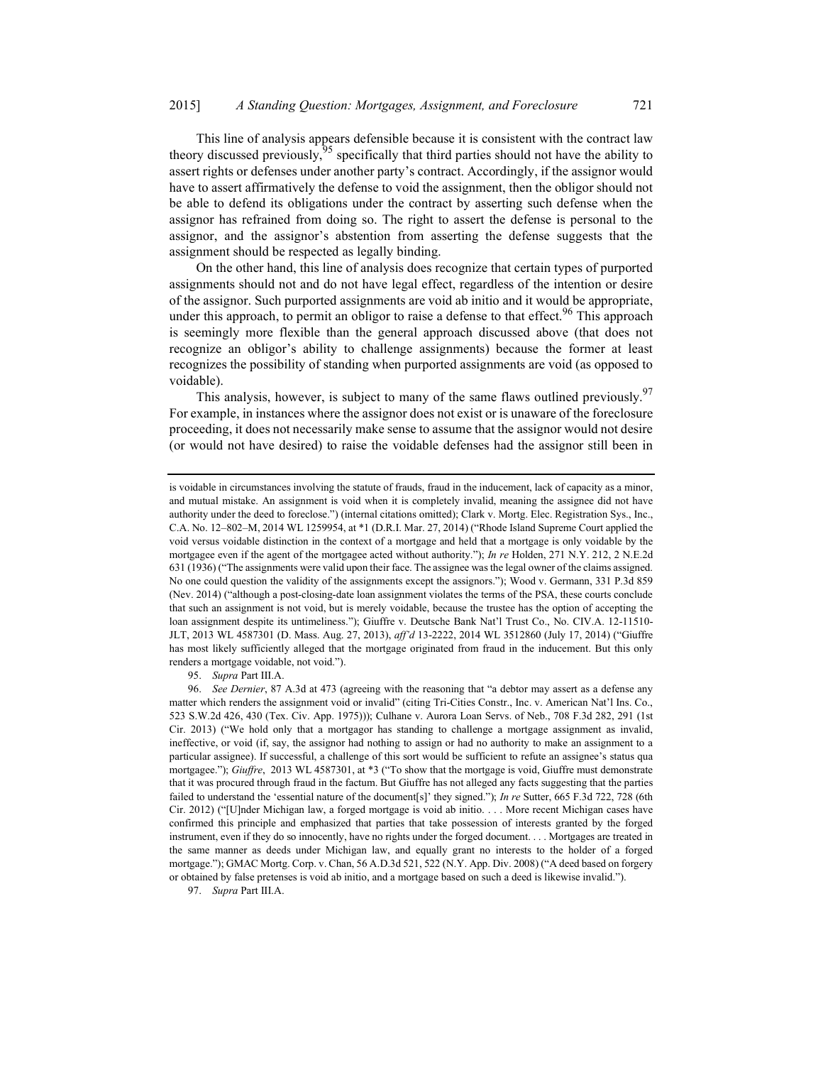This line of analysis appears defensible because it is consistent with the contract law theory discussed previously,[95] specifically that third parties should not have the ability to assert rights or defenses under another party's contract. Accordingly, if the assignor would have to assert affirmatively the defense to void the assignment, then the obligor should not be able to defend its obligations under the contract by asserting such defense when the assignor has refrained from doing so. The right to assert the defense is personal to the assignor, and the assignor's abstention from asserting the defense suggests that the assignment should be respected as legally binding.

On the other hand, this line of analysis does recognize that certain types of purported assignments should not and do not have legal effect, regardless of the intention or desire of the assignor. Such purported assignments are void ab initio and it would be appropriate, under this approach, to permit an obligor to raise a defense to that effect.[96] This approach is seemingly more flexible than the general approach discussed above (that does not recognize an obligor's ability to challenge assignments) because the former at least recognizes the possibility of standing when purported assignments are void (as opposed to voidable).

This analysis, however, is subject to many of the same flaws outlined previously.[97] For example, in instances where the assignor does not exist or is unaware of the foreclosure proceeding, it does not necessarily make sense to assume that the assignor would not desire (or would not have desired) to raise the voidable defenses had the assignor still been in

---

is voidable in circumstances involving the statute of frauds, fraud in the inducement, lack of capacity as a minor, and mutual mistake. An assignment is void when it is completely invalid, meaning the assignee did not have authority under the deed to foreclose.") (internal citations omitted); Clark v. Mortg. Elec. Registration Sys., Inc., C.A. No. 12–802–M, 2014 WL 1259954, at *1 (D.R.I. Mar. 27, 2014) ("Rhode Island Supreme Court applied the void versus voidable distinction in the context of a mortgage and held that a mortgage is only voidable by the mortgagee even if the agent of the mortgagee acted without authority."); *In re* Holden, 271 N.Y. 212, 2 N.E.2d 631 (1936) ("The assignments were valid upon their face. The assignee was the legal owner of the claims assigned. No one could question the validity of the assignments except the assignors."); Wood v. Germann, 331 P.3d 859 (Nev. 2014) ("although a post-closing-date loan assignment violates the terms of the PSA, these courts conclude that such an assignment is not void, but is merely voidable, because the trustee has the option of accepting the loan assignment despite its untimeliness."); Giuffre v. Deutsche Bank Nat'l Trust Co., No. CIV.A. 12-11510-JLT, 2013 WL 4587301 (D. Mass. Aug. 27, 2013), *aff'd* 13-2222, 2014 WL 3512860 (July 17, 2014) ("Giuffre has most likely sufficiently alleged that the mortgage originated from fraud in the inducement. But this only renders a mortgage voidable, not void.").

95. *Supra* Part III.A.

96. *See Dernier*, 87 A.3d at 473 (agreeing with the reasoning that "a debtor may assert as a defense any matter which renders the assignment void or invalid" (citing Tri-Cities Constr., Inc. v. American Nat'l Ins. Co., 523 S.W.2d 426, 430 (Tex. Civ. App. 1975))); Culhane v. Aurora Loan Servs. of Neb., 708 F.3d 282, 291 (1st Cir. 2013) ("We hold only that a mortgagor has standing to challenge a mortgage assignment as invalid, ineffective, or void (if, say, the assignor had nothing to assign or had no authority to make an assignment to a particular assignee). If successful, a challenge of this sort would be sufficient to refute an assignee's status qua mortgagee."); *Giuffre*, 2013 WL 4587301, at *3 ("To show that the mortgage is void, Giuffre must demonstrate that it was procured through fraud in the factum. But Giuffre has not alleged any facts suggesting that the parties failed to understand the 'essential nature of the document[s]' they signed."); *In re* Sutter, 665 F.3d 722, 728 (6th Cir. 2012) ("[U]nder Michigan law, a forged mortgage is void ab initio. . . . More recent Michigan cases have confirmed this principle and emphasized that parties that take possession of interests granted by the forged instrument, even if they do so innocently, have no rights under the forged document. . . . Mortgages are treated in the same manner as deeds under Michigan law, and equally grant no interests to the holder of a forged mortgage."); GMAC Mortg. Corp. v. Chan, 56 A.D.3d 521, 522 (N.Y. App. Div. 2008) ("A deed based on forgery or obtained by false pretenses is void ab initio, and a mortgage based on such a deed is likewise invalid.").

97. *Supra* Part III.A.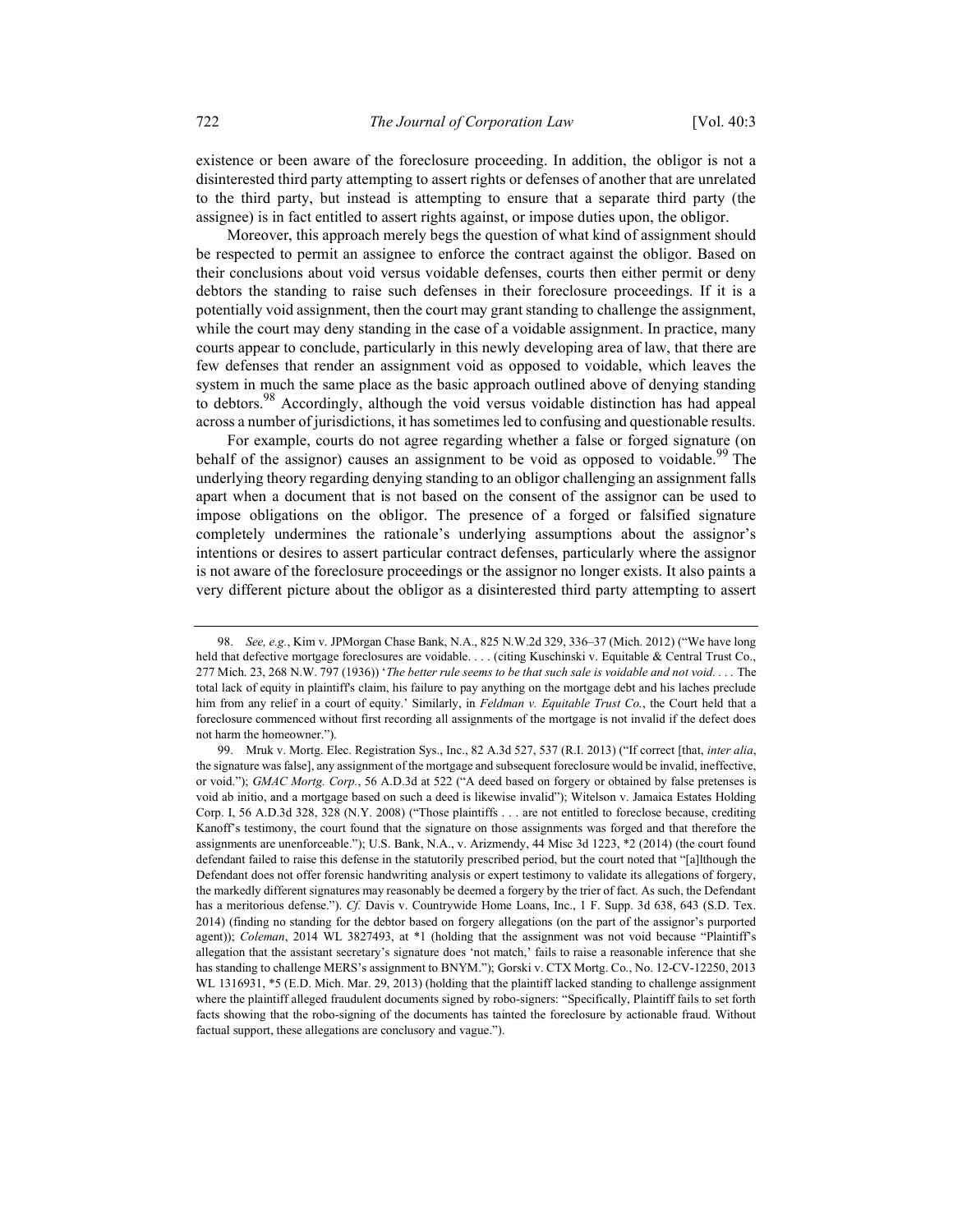existence or been aware of the foreclosure proceeding. In addition, the obligor is not a disinterested third party attempting to assert rights or defenses of another that are unrelated to the third party, but instead is attempting to ensure that a separate third party (the assignee) is in fact entitled to assert rights against, or impose duties upon, the obligor.

Moreover, this approach merely begs the question of what kind of assignment should be respected to permit an assignee to enforce the contract against the obligor. Based on their conclusions about void versus voidable defenses, courts then either permit or deny debtors the standing to raise such defenses in their foreclosure proceedings. If it is a potentially void assignment, then the court may grant standing to challenge the assignment, while the court may deny standing in the case of a voidable assignment. In practice, many courts appear to conclude, particularly in this newly developing area of law, that there are few defenses that render an assignment void as opposed to voidable, which leaves the system in much the same place as the basic approach outlined above of denying standing to debtors.[98] Accordingly, although the void versus voidable distinction has had appeal across a number of jurisdictions, it has sometimes led to confusing and questionable results.

For example, courts do not agree regarding whether a false or forged signature (on behalf of the assignor) causes an assignment to be void as opposed to voidable.[99] The underlying theory regarding denying standing to an obligor challenging an assignment falls apart when a document that is not based on the consent of the assignor can be used to impose obligations on the obligor. The presence of a forged or falsified signature completely undermines the rationale's underlying assumptions about the assignor's intentions or desires to assert particular contract defenses, particularly where the assignor is not aware of the foreclosure proceedings or the assignor no longer exists. It also paints a very different picture about the obligor as a disinterested third party attempting to assert

---

98. *See, e.g.*, Kim v. JPMorgan Chase Bank, N.A., 825 N.W.2d 329, 336–37 (Mich. 2012) ("We have long held that defective mortgage foreclosures are voidable. . . . (citing Kuschinski v. Equitable & Central Trust Co., 277 Mich. 23, 268 N.W. 797 (1936)) '*The better rule seems to be that such sale is voidable and not void. . . .* The total lack of equity in plaintiff's claim, his failure to pay anything on the mortgage debt and his laches preclude him from any relief in a court of equity.' Similarly, in *Feldman v. Equitable Trust Co.*, the Court held that a foreclosure commenced without first recording all assignments of the mortgage is not invalid if the defect does not harm the homeowner.").

99. Mruk v. Mortg. Elec. Registration Sys., Inc., 82 A.3d 527, 537 (R.I. 2013) ("If correct [that, *inter alia*, the signature was false], any assignment of the mortgage and subsequent foreclosure would be invalid, ineffective, or void."); *GMAC Mortg. Corp.*, 56 A.D.3d at 522 ("A deed based on forgery or obtained by false pretenses is void ab initio, and a mortgage based on such a deed is likewise invalid"); Witelson v. Jamaica Estates Holding Corp. I, 56 A.D.3d 328, 328 (N.Y. 2008) ("Those plaintiffs . . . are not entitled to foreclose because, crediting Kanoff's testimony, the court found that the signature on those assignments was forged and that therefore the assignments are unenforceable."); U.S. Bank, N.A., v. Arizmendy, 44 Misc 3d 1223, *2 (2014) (the court found defendant failed to raise this defense in the statutorily prescribed period, but the court noted that "[a]lthough the Defendant does not offer forensic handwriting analysis or expert testimony to validate its allegations of forgery, the markedly different signatures may reasonably be deemed a forgery by the trier of fact. As such, the Defendant has a meritorious defense."). *Cf.* Davis v. Countrywide Home Loans, Inc., 1 F. Supp. 3d 638, 643 (S.D. Tex. 2014) (finding no standing for the debtor based on forgery allegations (on the part of the assignor's purported agent)); *Coleman*, 2014 WL 3827493, at *1 (holding that the assignment was not void because "Plaintiff's allegation that the assistant secretary's signature does 'not match,' fails to raise a reasonable inference that she has standing to challenge MERS's assignment to BNYM."); Gorski v. CTX Mortg. Co., No. 12-CV-12250, 2013 WL 1316931, *5 (E.D. Mich. Mar. 29, 2013) (holding that the plaintiff lacked standing to challenge assignment where the plaintiff alleged fraudulent documents signed by robo-signers: "Specifically, Plaintiff fails to set forth facts showing that the robo-signing of the documents has tainted the foreclosure by actionable fraud. Without factual support, these allegations are conclusory and vague.").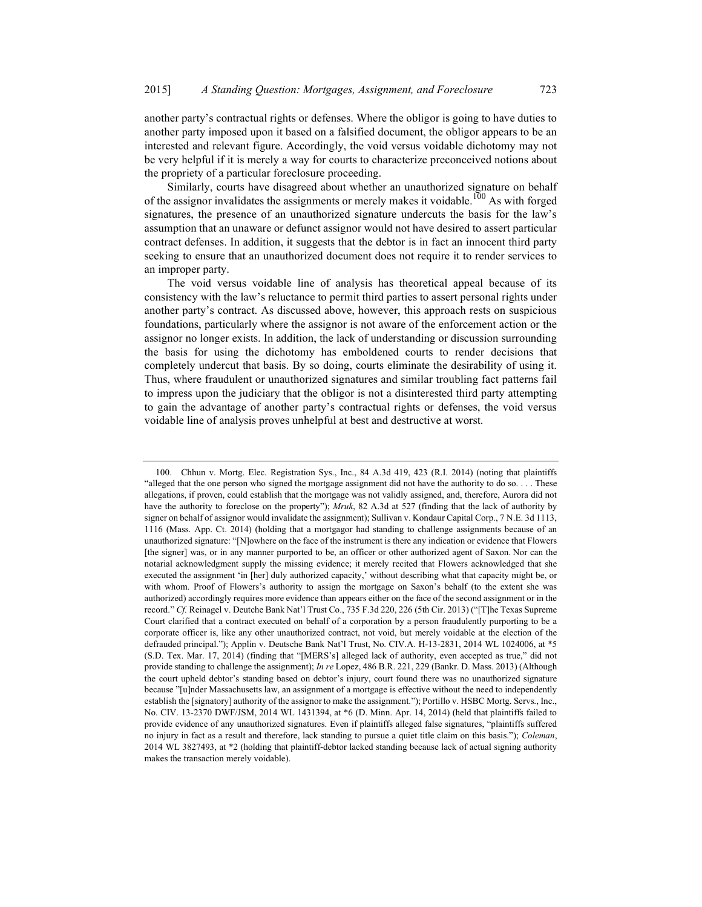another party's contractual rights or defenses. Where the obligor is going to have duties to another party imposed upon it based on a falsified document, the obligor appears to be an interested and relevant figure. Accordingly, the void versus voidable dichotomy may not be very helpful if it is merely a way for courts to characterize preconceived notions about the propriety of a particular foreclosure proceeding.

Similarly, courts have disagreed about whether an unauthorized signature on behalf of the assignor invalidates the assignments or merely makes it voidable.[100] As with forged signatures, the presence of an unauthorized signature undercuts the basis for the law's assumption that an unaware or defunct assignor would not have desired to assert particular contract defenses. In addition, it suggests that the debtor is in fact an innocent third party seeking to ensure that an unauthorized document does not require it to render services to an improper party.

The void versus voidable line of analysis has theoretical appeal because of its consistency with the law's reluctance to permit third parties to assert personal rights under another party's contract. As discussed above, however, this approach rests on suspicious foundations, particularly where the assignor is not aware of the enforcement action or the assignor no longer exists. In addition, the lack of understanding or discussion surrounding the basis for using the dichotomy has emboldened courts to render decisions that completely undercut that basis. By so doing, courts eliminate the desirability of using it. Thus, where fraudulent or unauthorized signatures and similar troubling fact patterns fail to impress upon the judiciary that the obligor is not a disinterested third party attempting to gain the advantage of another party's contractual rights or defenses, the void versus voidable line of analysis proves unhelpful at best and destructive at worst.

---

100. Chhun v. Mortg. Elec. Registration Sys., Inc., 84 A.3d 419, 423 (R.I. 2014) (noting that plaintiffs "alleged that the one person who signed the mortgage assignment did not have the authority to do so. . . . These allegations, if proven, could establish that the mortgage was not validly assigned, and, therefore, Aurora did not have the authority to foreclose on the property"); *Mruk*, 82 A.3d at 527 (finding that the lack of authority by signer on behalf of assignor would invalidate the assignment); Sullivan v. Kondaur Capital Corp., 7 N.E. 3d 1113, 1116 (Mass. App. Ct. 2014) (holding that a mortgagor had standing to challenge assignments because of an unauthorized signature: "[N]owhere on the face of the instrument is there any indication or evidence that Flowers [the signer] was, or in any manner purported to be, an officer or other authorized agent of Saxon. Nor can the notarial acknowledgment supply the missing evidence; it merely recited that Flowers acknowledged that she executed the assignment 'in [her] duly authorized capacity,' without describing what that capacity might be, or with whom. Proof of Flowers's authority to assign the mortgage on Saxon's behalf (to the extent she was authorized) accordingly requires more evidence than appears either on the face of the second assignment or in the record." *Cf.* Reinagel v. Deutche Bank Nat'l Trust Co., 735 F.3d 220, 226 (5th Cir. 2013) ("[T]he Texas Supreme Court clarified that a contract executed on behalf of a corporation by a person fraudulently purporting to be a corporate officer is, like any other unauthorized contract, not void, but merely voidable at the election of the defrauded principal."); Applin v. Deutsche Bank Nat'l Trust, No. CIV.A. H-13-2831, 2014 WL 1024006, at *5 (S.D. Tex. Mar. 17, 2014) (finding that "[MERS's] alleged lack of authority, even accepted as true," did not provide standing to challenge the assignment); *In re* Lopez, 486 B.R. 221, 229 (Bankr. D. Mass. 2013) (Although the court upheld debtor's standing based on debtor's injury, court found there was no unauthorized signature because "[u]nder Massachusetts law, an assignment of a mortgage is effective without the need to independently establish the [signatory] authority of the assignor to make the assignment."); Portillo v. HSBC Mortg. Servs., Inc., No. CIV. 13-2370 DWF/JSM, 2014 WL 1431394, at *6 (D. Minn. Apr. 14, 2014) (held that plaintiffs failed to provide evidence of any unauthorized signatures. Even if plaintiffs alleged false signatures, "plaintiffs suffered no injury in fact as a result and therefore, lack standing to pursue a quiet title claim on this basis."); *Coleman*, 2014 WL 3827493, at *2 (holding that plaintiff-debtor lacked standing because lack of actual signing authority makes the transaction merely voidable).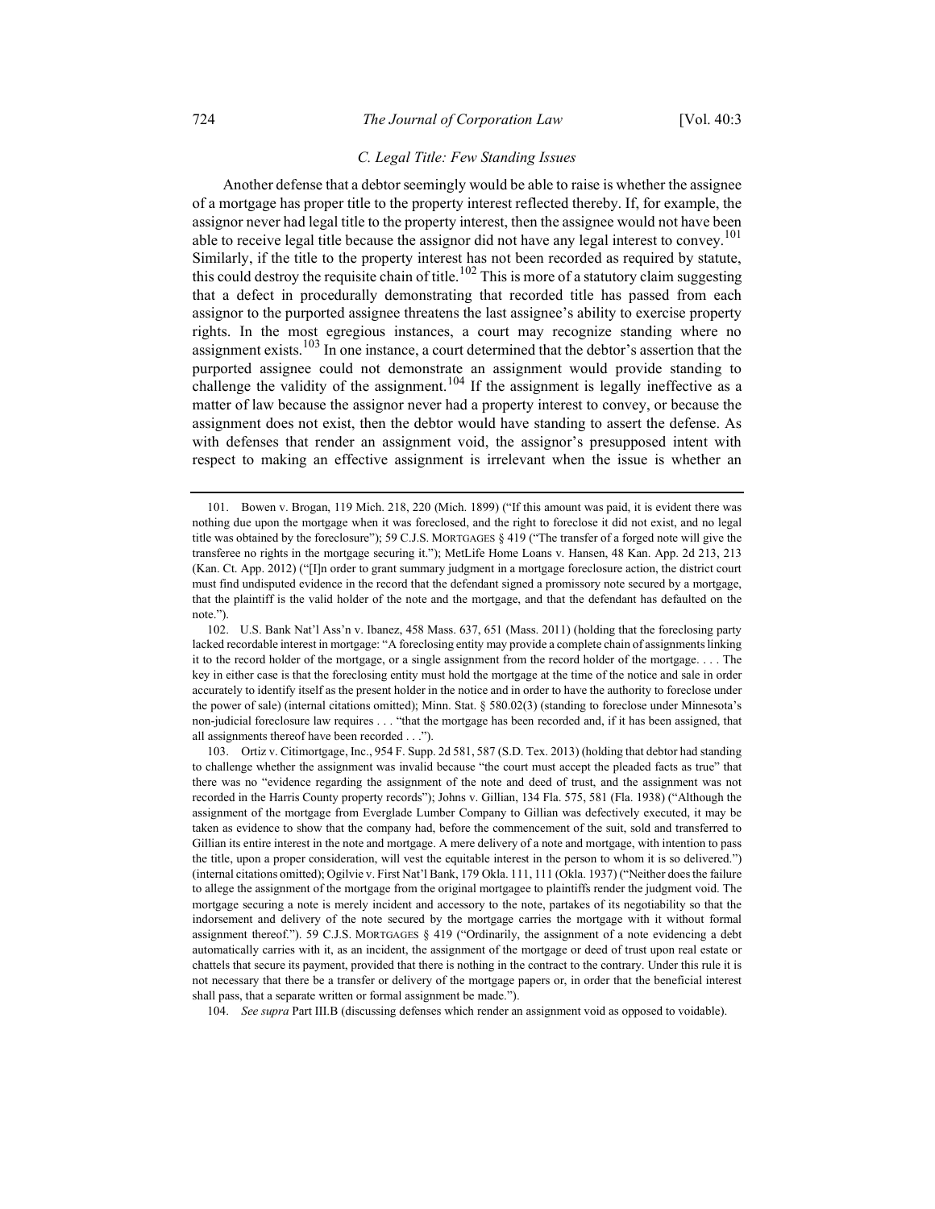### *C. Legal Title: Few Standing Issues*

Another defense that a debtor seemingly would be able to raise is whether the assignee of a mortgage has proper title to the property interest reflected thereby. If, for example, the assignor never had legal title to the property interest, then the assignee would not have been able to receive legal title because the assignor did not have any legal interest to convey.[101] Similarly, if the title to the property interest has not been recorded as required by statute, this could destroy the requisite chain of title.[102] This is more of a statutory claim suggesting that a defect in procedurally demonstrating that recorded title has passed from each assignor to the purported assignee threatens the last assignee's ability to exercise property rights. In the most egregious instances, a court may recognize standing where no assignment exists.[103] In one instance, a court determined that the debtor's assertion that the purported assignee could not demonstrate an assignment would provide standing to challenge the validity of the assignment.[104] If the assignment is legally ineffective as a matter of law because the assignor never had a property interest to convey, or because the assignment does not exist, then the debtor would have standing to assert the defense. As with defenses that render an assignment void, the assignor's presupposed intent with respect to making an effective assignment is irrelevant when the issue is whether an

---

101. Bowen v. Brogan, 119 Mich. 218, 220 (Mich. 1899) ("If this amount was paid, it is evident there was nothing due upon the mortgage when it was foreclosed, and the right to foreclose it did not exist, and no legal title was obtained by the foreclosure"); 59 C.J.S. MORTGAGES § 419 ("The transfer of a forged note will give the transferee no rights in the mortgage securing it."); MetLife Home Loans v. Hansen, 48 Kan. App. 2d 213, 213 (Kan. Ct. App. 2012) ("[I]n order to grant summary judgment in a mortgage foreclosure action, the district court must find undisputed evidence in the record that the defendant signed a promissory note secured by a mortgage, that the plaintiff is the valid holder of the note and the mortgage, and that the defendant has defaulted on the note.").

102. U.S. Bank Nat'l Ass'n v. Ibanez, 458 Mass. 637, 651 (Mass. 2011) (holding that the foreclosing party lacked recordable interest in mortgage: "A foreclosing entity may provide a complete chain of assignments linking it to the record holder of the mortgage, or a single assignment from the record holder of the mortgage. . . . The key in either case is that the foreclosing entity must hold the mortgage at the time of the notice and sale in order accurately to identify itself as the present holder in the notice and in order to have the authority to foreclose under the power of sale) (internal citations omitted); Minn. Stat. § 580.02(3) (standing to foreclose under Minnesota's non-judicial foreclosure law requires . . . "that the mortgage has been recorded and, if it has been assigned, that all assignments thereof have been recorded . . .").

103. Ortiz v. Citimortgage, Inc., 954 F. Supp. 2d 581, 587 (S.D. Tex. 2013) (holding that debtor had standing to challenge whether the assignment was invalid because "the court must accept the pleaded facts as true" that there was no "evidence regarding the assignment of the note and deed of trust, and the assignment was not recorded in the Harris County property records"); Johns v. Gillian, 134 Fla. 575, 581 (Fla. 1938) ("Although the assignment of the mortgage from Everglade Lumber Company to Gillian was defectively executed, it may be taken as evidence to show that the company had, before the commencement of the suit, sold and transferred to Gillian its entire interest in the note and mortgage. A mere delivery of a note and mortgage, with intention to pass the title, upon a proper consideration, will vest the equitable interest in the person to whom it is so delivered.") (internal citations omitted); Ogilvie v. First Nat'l Bank, 179 Okla. 111, 111 (Okla. 1937) ("Neither does the failure to allege the assignment of the mortgage from the original mortgagee to plaintiffs render the judgment void. The mortgage securing a note is merely incident and accessory to the note, partakes of its negotiability so that the indorsement and delivery of the note secured by the mortgage carries the mortgage with it without formal assignment thereof."). 59 C.J.S. MORTGAGES § 419 ("Ordinarily, the assignment of a note evidencing a debt automatically carries with it, as an incident, the assignment of the mortgage or deed of trust upon real estate or chattels that secure its payment, provided that there is nothing in the contract to the contrary. Under this rule it is not necessary that there be a transfer or delivery of the mortgage papers or, in order that the beneficial interest shall pass, that a separate written or formal assignment be made.").

104. *See supra* Part III.B (discussing defenses which render an assignment void as opposed to voidable).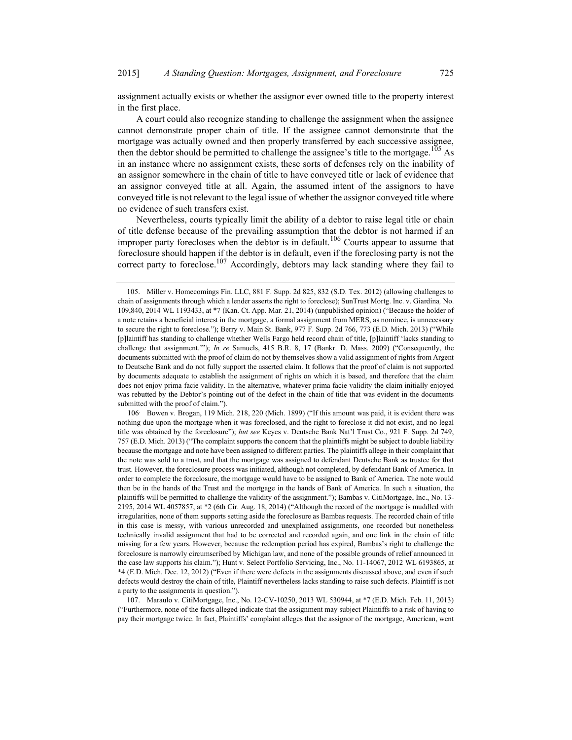assignment actually exists or whether the assignor ever owned title to the property interest in the first place.

A court could also recognize standing to challenge the assignment when the assignee cannot demonstrate proper chain of title. If the assignee cannot demonstrate that the mortgage was actually owned and then properly transferred by each successive assignee, then the debtor should be permitted to challenge the assignee's title to the mortgage.[105] As in an instance where no assignment exists, these sorts of defenses rely on the inability of an assignor somewhere in the chain of title to have conveyed title or lack of evidence that an assignor conveyed title at all. Again, the assumed intent of the assignors to have conveyed title is not relevant to the legal issue of whether the assignor conveyed title where no evidence of such transfers exist.

Nevertheless, courts typically limit the ability of a debtor to raise legal title or chain of title defense because of the prevailing assumption that the debtor is not harmed if an improper party forecloses when the debtor is in default.[106] Courts appear to assume that foreclosure should happen if the debtor is in default, even if the foreclosing party is not the correct party to foreclose.[107] Accordingly, debtors may lack standing where they fail to

---

105. Miller v. Homecomings Fin. LLC, 881 F. Supp. 2d 825, 832 (S.D. Tex. 2012) (allowing challenges to chain of assignments through which a lender asserts the right to foreclose); SunTrust Mortg. Inc. v. Giardina*,* No. 109,840, 2014 WL 1193433, at *7 (Kan. Ct. App. Mar. 21, 2014) (unpublished opinion) ("Because the holder of a note retains a beneficial interest in the mortgage, a formal assignment from MERS, as nominee, is unnecessary to secure the right to foreclose."); Berry v. Main St. Bank, 977 F. Supp. 2d 766, 773 (E.D. Mich. 2013) ("While [p]laintiff has standing to challenge whether Wells Fargo held record chain of title, [p]laintiff 'lacks standing to challenge that assignment.'"); *In re* Samuels, 415 B.R. 8, 17 (Bankr. D. Mass. 2009) ("Consequently, the documents submitted with the proof of claim do not by themselves show a valid assignment of rights from Argent to Deutsche Bank and do not fully support the asserted claim. It follows that the proof of claim is not supported by documents adequate to establish the assignment of rights on which it is based, and therefore that the claim does not enjoy prima facie validity. In the alternative, whatever prima facie validity the claim initially enjoyed was rebutted by the Debtor's pointing out of the defect in the chain of title that was evident in the documents submitted with the proof of claim.").

106. Bowen v. Brogan, 119 Mich. 218, 220 (Mich. 1899) ("If this amount was paid, it is evident there was nothing due upon the mortgage when it was foreclosed, and the right to foreclose it did not exist, and no legal title was obtained by the foreclosure"); *but see* Keyes v. Deutsche Bank Nat'l Trust Co., 921 F. Supp. 2d 749, 757 (E.D. Mich. 2013) ("The complaint supports the concern that the plaintiffs might be subject to double liability because the mortgage and note have been assigned to different parties. The plaintiffs allege in their complaint that the note was sold to a trust, and that the mortgage was assigned to defendant Deutsche Bank as trustee for that trust. However, the foreclosure process was initiated, although not completed, by defendant Bank of America. In order to complete the foreclosure, the mortgage would have to be assigned to Bank of America. The note would then be in the hands of the Trust and the mortgage in the hands of Bank of America. In such a situation, the plaintiffs will be permitted to challenge the validity of the assignment."); Bambas v. CitiMortgage, Inc., No. 13-2195, 2014 WL 4057857, at *2 (6th Cir. Aug. 18, 2014) ("Although the record of the mortgage is muddled with irregularities, none of them supports setting aside the foreclosure as Bambas requests. The recorded chain of title in this case is messy, with various unrecorded and unexplained assignments, one recorded but nonetheless technically invalid assignment that had to be corrected and recorded again, and one link in the chain of title missing for a few years. However, because the redemption period has expired, Bambas's right to challenge the foreclosure is narrowly circumscribed by Michigan law, and none of the possible grounds of relief announced in the case law supports his claim."); Hunt v. Select Portfolio Servicing, Inc., No. 11-14067, 2012 WL 6193865, at *4 (E.D. Mich. Dec. 12, 2012) ("Even if there were defects in the assignments discussed above, and even if such defects would destroy the chain of title, Plaintiff nevertheless lacks standing to raise such defects. Plaintiff is not a party to the assignments in question.").

107. Maraulo v. CitiMortgage, Inc., No. 12-CV-10250, 2013 WL 530944, at *7 (E.D. Mich. Feb. 11, 2013) ("Furthermore, none of the facts alleged indicate that the assignment may subject Plaintiffs to a risk of having to pay their mortgage twice. In fact, Plaintiffs' complaint alleges that the assignor of the mortgage, American, went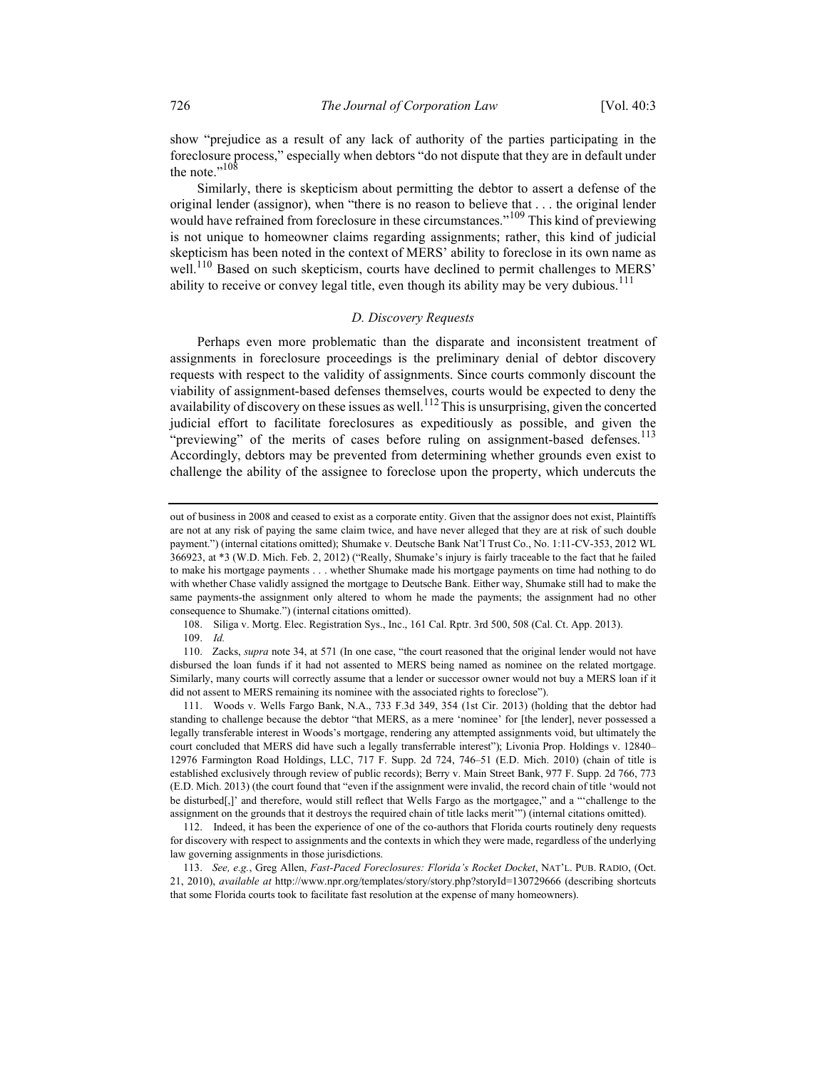show "prejudice as a result of any lack of authority of the parties participating in the foreclosure process," especially when debtors "do not dispute that they are in default under the note."[108]

Similarly, there is skepticism about permitting the debtor to assert a defense of the original lender (assignor), when "there is no reason to believe that . . . the original lender would have refrained from foreclosure in these circumstances."[109] This kind of previewing is not unique to homeowner claims regarding assignments; rather, this kind of judicial skepticism has been noted in the context of MERS' ability to foreclose in its own name as well.[110] Based on such skepticism, courts have declined to permit challenges to MERS' ability to receive or convey legal title, even though its ability may be very dubious.[111]

### *D. Discovery Requests*

Perhaps even more problematic than the disparate and inconsistent treatment of assignments in foreclosure proceedings is the preliminary denial of debtor discovery requests with respect to the validity of assignments. Since courts commonly discount the viability of assignment-based defenses themselves, courts would be expected to deny the availability of discovery on these issues as well.[112] This is unsurprising, given the concerted judicial effort to facilitate foreclosures as expeditiously as possible, and given the "previewing" of the merits of cases before ruling on assignment-based defenses.[113] Accordingly, debtors may be prevented from determining whether grounds even exist to challenge the ability of the assignee to foreclose upon the property, which undercuts the

---

out of business in 2008 and ceased to exist as a corporate entity. Given that the assignor does not exist, Plaintiffs are not at any risk of paying the same claim twice, and have never alleged that they are at risk of such double payment.") (internal citations omitted); Shumake v. Deutsche Bank Nat'l Trust Co., No. 1:11-CV-353, 2012 WL 366923, at *3 (W.D. Mich. Feb. 2, 2012) ("Really, Shumake's injury is fairly traceable to the fact that he failed to make his mortgage payments . . . whether Shumake made his mortgage payments on time had nothing to do with whether Chase validly assigned the mortgage to Deutsche Bank. Either way, Shumake still had to make the same payments-the assignment only altered to whom he made the payments; the assignment had no other consequence to Shumake.") (internal citations omitted).

108. Siliga v. Mortg. Elec. Registration Sys., Inc., 161 Cal. Rptr. 3rd 500, 508 (Cal. Ct. App. 2013).

109. *Id.*

110. Zacks, *supra* note 34, at 571 (In one case, "the court reasoned that the original lender would not have disbursed the loan funds if it had not assented to MERS being named as nominee on the related mortgage. Similarly, many courts will correctly assume that a lender or successor owner would not buy a MERS loan if it did not assent to MERS remaining its nominee with the associated rights to foreclose").

111. Woods v. Wells Fargo Bank, N.A., 733 F.3d 349, 354 (1st Cir. 2013) (holding that the debtor had standing to challenge because the debtor "that MERS, as a mere 'nominee' for [the lender], never possessed a legally transferable interest in Woods's mortgage, rendering any attempted assignments void, but ultimately the court concluded that MERS did have such a legally transferrable interest"); Livonia Prop. Holdings v. 12840–12976 Farmington Road Holdings, LLC, 717 F. Supp. 2d 724, 746–51 (E.D. Mich. 2010) (chain of title is established exclusively through review of public records); Berry v. Main Street Bank, 977 F. Supp. 2d 766, 773 (E.D. Mich. 2013) (the court found that "even if the assignment were invalid, the record chain of title 'would not be disturbed[,]' and therefore, would still reflect that Wells Fargo as the mortgagee," and a "'challenge to the assignment on the grounds that it destroys the required chain of title lacks merit'") (internal citations omitted).

112. Indeed, it has been the experience of one of the co-authors that Florida courts routinely deny requests for discovery with respect to assignments and the contexts in which they were made, regardless of the underlying law governing assignments in those jurisdictions.

113. *See, e.g.*, Greg Allen, *Fast-Paced Foreclosures: Florida's Rocket Docket*, NAT'L. PUB. RADIO, (Oct. 21, 2010), *available at* http://www.npr.org/templates/story/story.php?storyId=130729666 (describing shortcuts that some Florida courts took to facilitate fast resolution at the expense of many homeowners).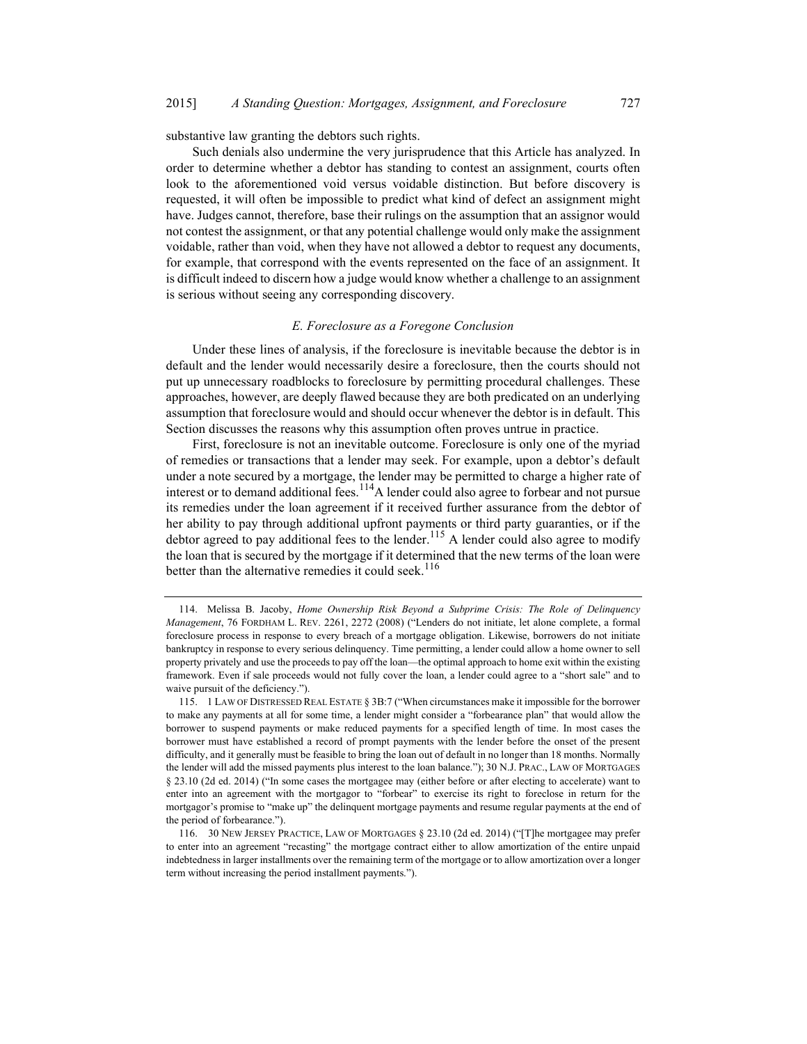substantive law granting the debtors such rights.

Such denials also undermine the very jurisprudence that this Article has analyzed. In order to determine whether a debtor has standing to contest an assignment, courts often look to the aforementioned void versus voidable distinction. But before discovery is requested, it will often be impossible to predict what kind of defect an assignment might have. Judges cannot, therefore, base their rulings on the assumption that an assignor would not contest the assignment, or that any potential challenge would only make the assignment voidable, rather than void, when they have not allowed a debtor to request any documents, for example, that correspond with the events represented on the face of an assignment. It is difficult indeed to discern how a judge would know whether a challenge to an assignment is serious without seeing any corresponding discovery.

### *E. Foreclosure as a Foregone Conclusion*

Under these lines of analysis, if the foreclosure is inevitable because the debtor is in default and the lender would necessarily desire a foreclosure, then the courts should not put up unnecessary roadblocks to foreclosure by permitting procedural challenges. These approaches, however, are deeply flawed because they are both predicated on an underlying assumption that foreclosure would and should occur whenever the debtor is in default. This Section discusses the reasons why this assumption often proves untrue in practice.

First, foreclosure is not an inevitable outcome. Foreclosure is only one of the myriad of remedies or transactions that a lender may seek. For example, upon a debtor's default under a note secured by a mortgage, the lender may be permitted to charge a higher rate of interest or to demand additional fees.[114] A lender could also agree to forbear and not pursue its remedies under the loan agreement if it received further assurance from the debtor of her ability to pay through additional upfront payments or third party guaranties, or if the debtor agreed to pay additional fees to the lender.[115] A lender could also agree to modify the loan that is secured by the mortgage if it determined that the new terms of the loan were better than the alternative remedies it could seek.[116]

---

114. Melissa B. Jacoby, *Home Ownership Risk Beyond a Subprime Crisis: The Role of Delinquency Management*, 76 FORDHAM L. REV. 2261, 2272 (2008) ("Lenders do not initiate, let alone complete, a formal foreclosure process in response to every breach of a mortgage obligation. Likewise, borrowers do not initiate bankruptcy in response to every serious delinquency. Time permitting, a lender could allow a home owner to sell property privately and use the proceeds to pay off the loan—the optimal approach to home exit within the existing framework. Even if sale proceeds would not fully cover the loan, a lender could agree to a "short sale" and to waive pursuit of the deficiency.").

115. 1 LAW OF DISTRESSED REAL ESTATE § 3B:7 ("When circumstances make it impossible for the borrower to make any payments at all for some time, a lender might consider a "forbearance plan" that would allow the borrower to suspend payments or make reduced payments for a specified length of time. In most cases the borrower must have established a record of prompt payments with the lender before the onset of the present difficulty, and it generally must be feasible to bring the loan out of default in no longer than 18 months. Normally the lender will add the missed payments plus interest to the loan balance."); 30 N.J. PRAC., LAW OF MORTGAGES § 23.10 (2d ed. 2014) ("In some cases the mortgagee may (either before or after electing to accelerate) want to enter into an agreement with the mortgagor to "forbear" to exercise its right to foreclose in return for the mortgagor's promise to "make up" the delinquent mortgage payments and resume regular payments at the end of the period of forbearance.").

116. 30 NEW JERSEY PRACTICE, LAW OF MORTGAGES § 23.10 (2d ed. 2014) ("[T]he mortgagee may prefer to enter into an agreement "recasting" the mortgage contract either to allow amortization of the entire unpaid indebtedness in larger installments over the remaining term of the mortgage or to allow amortization over a longer term without increasing the period installment payments.").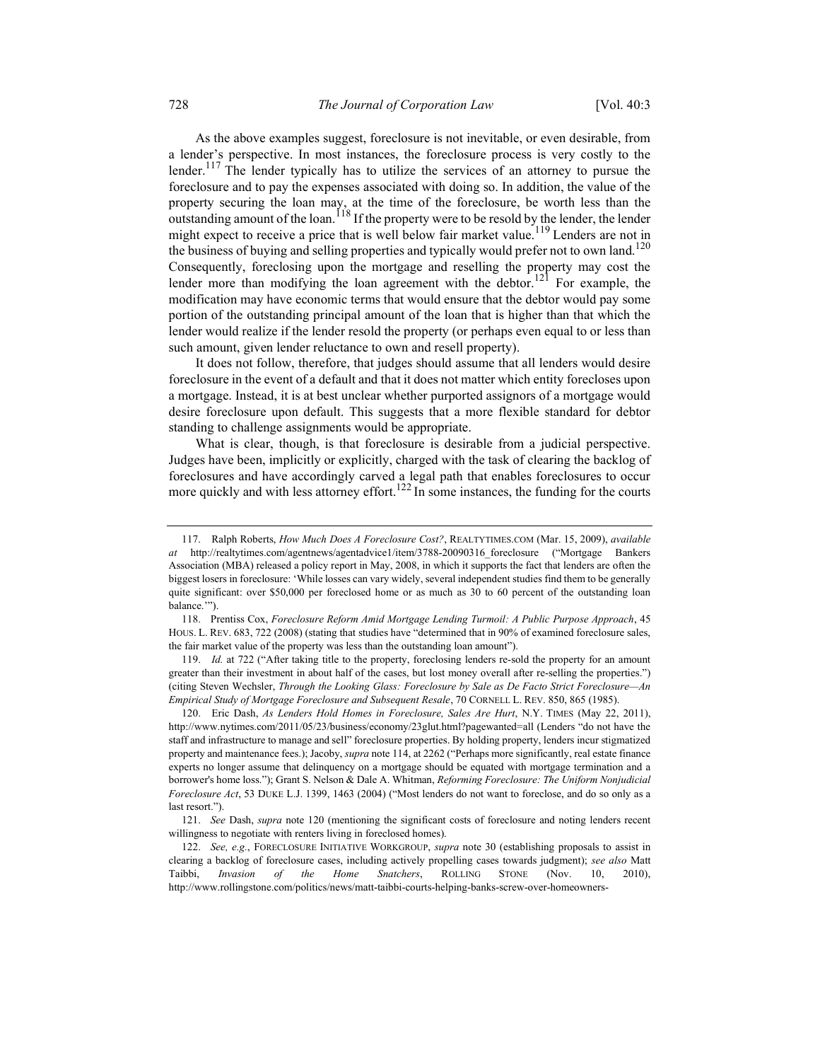As the above examples suggest, foreclosure is not inevitable, or even desirable, from a lender's perspective. In most instances, the foreclosure process is very costly to the lender.[117] The lender typically has to utilize the services of an attorney to pursue the foreclosure and to pay the expenses associated with doing so. In addition, the value of the property securing the loan may, at the time of the foreclosure, be worth less than the outstanding amount of the loan.[118] If the property were to be resold by the lender, the lender might expect to receive a price that is well below fair market value.[119] Lenders are not in the business of buying and selling properties and typically would prefer not to own land.[120] Consequently, foreclosing upon the mortgage and reselling the property may cost the lender more than modifying the loan agreement with the debtor.[121] For example, the modification may have economic terms that would ensure that the debtor would pay some portion of the outstanding principal amount of the loan that is higher than that which the lender would realize if the lender resold the property (or perhaps even equal to or less than such amount, given lender reluctance to own and resell property).

It does not follow, therefore, that judges should assume that all lenders would desire foreclosure in the event of a default and that it does not matter which entity forecloses upon a mortgage. Instead, it is at best unclear whether purported assignors of a mortgage would desire foreclosure upon default. This suggests that a more flexible standard for debtor standing to challenge assignments would be appropriate.

What is clear, though, is that foreclosure is desirable from a judicial perspective. Judges have been, implicitly or explicitly, charged with the task of clearing the backlog of foreclosures and have accordingly carved a legal path that enables foreclosures to occur more quickly and with less attorney effort.[122] In some instances, the funding for the courts

---

117. Ralph Roberts, *How Much Does A Foreclosure Cost?*, REALTYTIMES.COM (Mar. 15, 2009), *available at* http://realtytimes.com/agentnews/agentadvice1/item/3788-20090316_foreclosure ("Mortgage Bankers Association (MBA) released a policy report in May, 2008, in which it supports the fact that lenders are often the biggest losers in foreclosure: 'While losses can vary widely, several independent studies find them to be generally quite significant: over $50,000 per foreclosed home or as much as 30 to 60 percent of the outstanding loan balance.'").

118. Prentiss Cox, *Foreclosure Reform Amid Mortgage Lending Turmoil: A Public Purpose Approach*, 45 HOUS. L. REV. 683, 722 (2008) (stating that studies have "determined that in 90% of examined foreclosure sales, the fair market value of the property was less than the outstanding loan amount").

119. *Id.* at 722 ("After taking title to the property, foreclosing lenders re-sold the property for an amount greater than their investment in about half of the cases, but lost money overall after re-selling the properties.") (citing Steven Wechsler, *Through the Looking Glass: Foreclosure by Sale as De Facto Strict Foreclosure—An Empirical Study of Mortgage Foreclosure and Subsequent Resale*, 70 CORNELL L. REV. 850, 865 (1985).

120. Eric Dash, *As Lenders Hold Homes in Foreclosure, Sales Are Hurt*, N.Y. TIMES (May 22, 2011), http://www.nytimes.com/2011/05/23/business/economy/23glut.html?pagewanted=all (Lenders "do not have the staff and infrastructure to manage and sell" foreclosure properties. By holding property, lenders incur stigmatized property and maintenance fees.); Jacoby, *supra* note 114, at 2262 ("Perhaps more significantly, real estate finance experts no longer assume that delinquency on a mortgage should be equated with mortgage termination and a borrower's home loss."); Grant S. Nelson & Dale A. Whitman, *Reforming Foreclosure: The Uniform Nonjudicial Foreclosure Act*, 53 DUKE L.J. 1399, 1463 (2004) ("Most lenders do not want to foreclose, and do so only as a last resort.").

121. *See* Dash, *supra* note 120 (mentioning the significant costs of foreclosure and noting lenders recent willingness to negotiate with renters living in foreclosed homes).

122. *See, e.g.*, FORECLOSURE INITIATIVE WORKGROUP, *supra* note 30 (establishing proposals to assist in clearing a backlog of foreclosure cases, including actively propelling cases towards judgment); *see also* Matt Taibbi, *Invasion of the Home Snatchers*, ROLLING STONE (Nov. 10, 2010), http://www.rollingstone.com/politics/news/matt-taibbi-courts-helping-banks-screw-over-homeowners-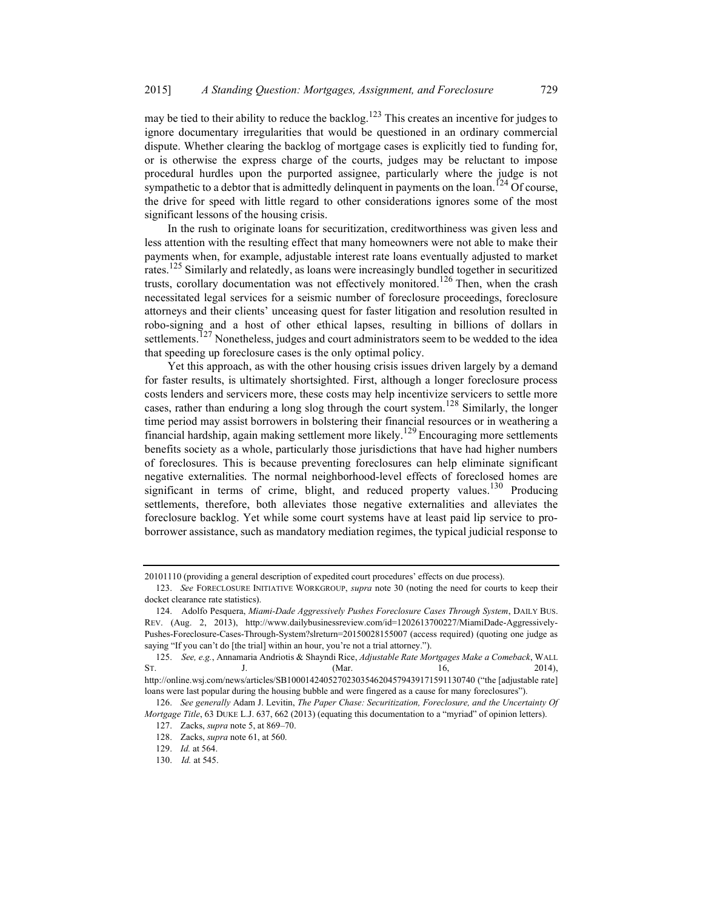may be tied to their ability to reduce the backlog.[123] This creates an incentive for judges to ignore documentary irregularities that would be questioned in an ordinary commercial dispute. Whether clearing the backlog of mortgage cases is explicitly tied to funding for, or is otherwise the express charge of the courts, judges may be reluctant to impose procedural hurdles upon the purported assignee, particularly where the judge is not sympathetic to a debtor that is admittedly delinquent in payments on the loan.[124] Of course, the drive for speed with little regard to other considerations ignores some of the most significant lessons of the housing crisis.

In the rush to originate loans for securitization, creditworthiness was given less and less attention with the resulting effect that many homeowners were not able to make their payments when, for example, adjustable interest rate loans eventually adjusted to market rates.[125] Similarly and relatedly, as loans were increasingly bundled together in securitized trusts, corollary documentation was not effectively monitored.[126] Then, when the crash necessitated legal services for a seismic number of foreclosure proceedings, foreclosure attorneys and their clients' unceasing quest for faster litigation and resolution resulted in robo-signing and a host of other ethical lapses, resulting in billions of dollars in settlements.[127] Nonetheless, judges and court administrators seem to be wedded to the idea that speeding up foreclosure cases is the only optimal policy.

Yet this approach, as with the other housing crisis issues driven largely by a demand for faster results, is ultimately shortsighted. First, although a longer foreclosure process costs lenders and servicers more, these costs may help incentivize servicers to settle more cases, rather than enduring a long slog through the court system.[128] Similarly, the longer time period may assist borrowers in bolstering their financial resources or in weathering a financial hardship, again making settlement more likely.[129] Encouraging more settlements benefits society as a whole, particularly those jurisdictions that have had higher numbers of foreclosures. This is because preventing foreclosures can help eliminate significant negative externalities. The normal neighborhood-level effects of foreclosed homes are significant in terms of crime, blight, and reduced property values.[130] Producing settlements, therefore, both alleviates those negative externalities and alleviates the foreclosure backlog. Yet while some court systems have at least paid lip service to pro-borrower assistance, such as mandatory mediation regimes, the typical judicial response to

---

20101110 (providing a general description of expedited court procedures' effects on due process).

123. *See* FORECLOSURE INITIATIVE WORKGROUP, *supra* note 30 (noting the need for courts to keep their docket clearance rate statistics).

124. Adolfo Pesquera, *Miami-Dade Aggressively Pushes Foreclosure Cases Through System*, DAILY BUS. REV. (Aug. 2, 2013), http://www.dailybusinessreview.com/id=1202613700227/MiamiDade-Aggressively-Pushes-Foreclosure-Cases-Through-System?slreturn=20150028155007 (access required) (quoting one judge as saying "If you can't do [the trial] within an hour, you're not a trial attorney.").

125. *See, e.g.*, Annamaria Andriotis & Shayndi Rice, *Adjustable Rate Mortgages Make a Comeback*, WALL ST. J. (Mar. 16, 2014), http://online.wsj.com/news/articles/SB10001424052702303546204579439171591130740 ("the [adjustable rate] loans were last popular during the housing bubble and were fingered as a cause for many foreclosures").

126. *See generally* Adam J. Levitin, *The Paper Chase: Securitization, Foreclosure, and the Uncertainty Of Mortgage Title*, 63 DUKE L.J. 637, 662 (2013) (equating this documentation to a "myriad" of opinion letters).

127. Zacks, *supra* note 5, at 869–70.

128. Zacks, *supra* note 61, at 560.

129. *Id.* at 564.

130. *Id.* at 545.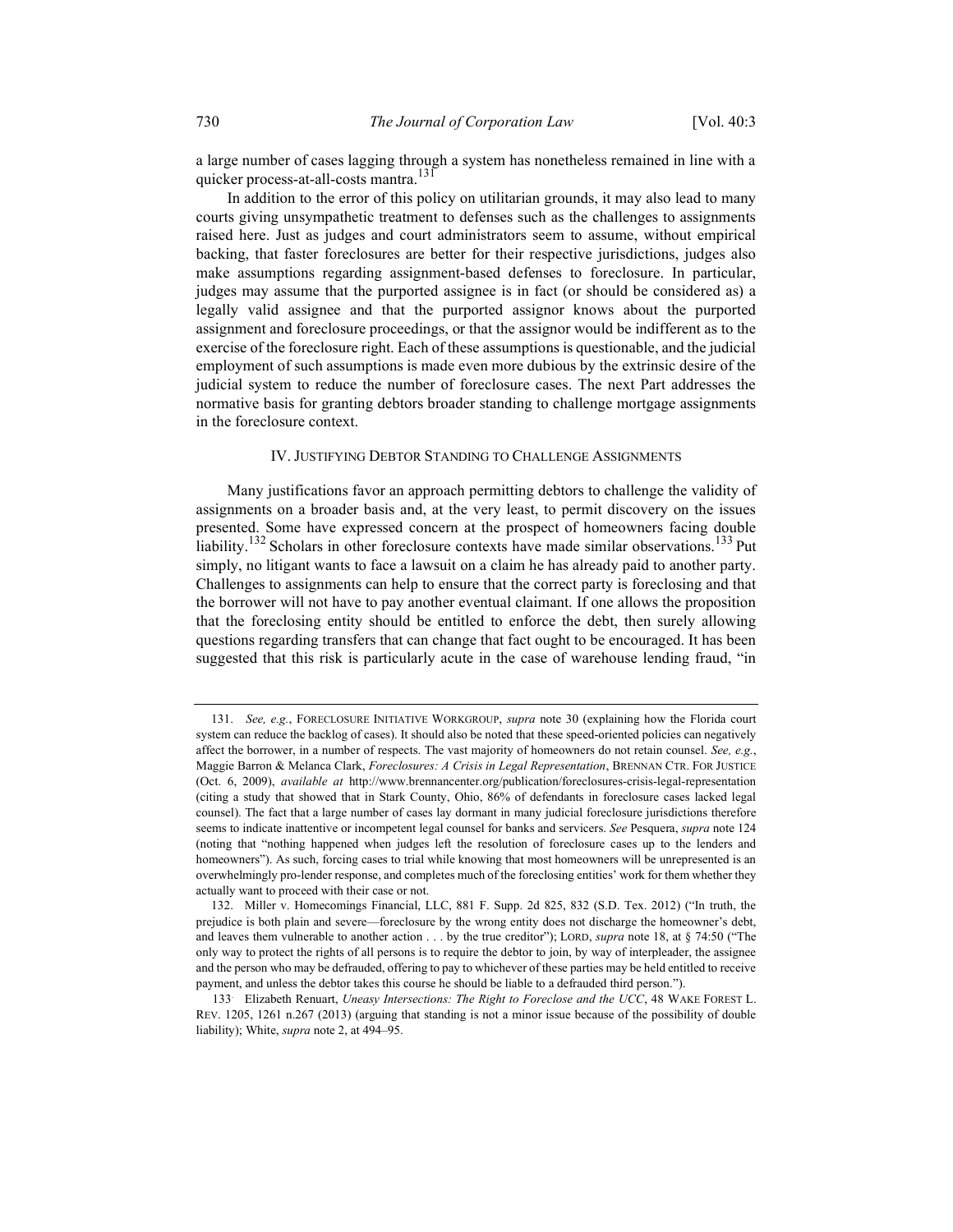a large number of cases lagging through a system has nonetheless remained in line with a quicker process-at-all-costs mantra.[131]

In addition to the error of this policy on utilitarian grounds, it may also lead to many courts giving unsympathetic treatment to defenses such as the challenges to assignments raised here. Just as judges and court administrators seem to assume, without empirical backing, that faster foreclosures are better for their respective jurisdictions, judges also make assumptions regarding assignment-based defenses to foreclosure. In particular, judges may assume that the purported assignee is in fact (or should be considered as) a legally valid assignee and that the purported assignor knows about the purported assignment and foreclosure proceedings, or that the assignor would be indifferent as to the exercise of the foreclosure right. Each of these assumptions is questionable, and the judicial employment of such assumptions is made even more dubious by the extrinsic desire of the judicial system to reduce the number of foreclosure cases. The next Part addresses the normative basis for granting debtors broader standing to challenge mortgage assignments in the foreclosure context.

## IV. JUSTIFYING DEBTOR STANDING TO CHALLENGE ASSIGNMENTS

Many justifications favor an approach permitting debtors to challenge the validity of assignments on a broader basis and, at the very least, to permit discovery on the issues presented. Some have expressed concern at the prospect of homeowners facing double liability.[132] Scholars in other foreclosure contexts have made similar observations.[133] Put simply, no litigant wants to face a lawsuit on a claim he has already paid to another party. Challenges to assignments can help to ensure that the correct party is foreclosing and that the borrower will not have to pay another eventual claimant. If one allows the proposition that the foreclosing entity should be entitled to enforce the debt, then surely allowing questions regarding transfers that can change that fact ought to be encouraged. It has been suggested that this risk is particularly acute in the case of warehouse lending fraud, "in

---

131. *See, e.g.*, FORECLOSURE INITIATIVE WORKGROUP, *supra* note 30 (explaining how the Florida court system can reduce the backlog of cases). It should also be noted that these speed-oriented policies can negatively affect the borrower, in a number of respects. The vast majority of homeowners do not retain counsel. *See, e.g.*, Maggie Barron & Melanca Clark, *Foreclosures: A Crisis in Legal Representation*, BRENNAN CTR. FOR JUSTICE (Oct. 6, 2009), *available at* http://www.brennancenter.org/publication/foreclosures-crisis-legal-representation (citing a study that showed that in Stark County, Ohio, 86% of defendants in foreclosure cases lacked legal counsel). The fact that a large number of cases lay dormant in many judicial foreclosure jurisdictions therefore seems to indicate inattentive or incompetent legal counsel for banks and servicers. *See* Pesquera, *supra* note 124 (noting that "nothing happened when judges left the resolution of foreclosure cases up to the lenders and homeowners"). As such, forcing cases to trial while knowing that most homeowners will be unrepresented is an overwhelmingly pro-lender response, and completes much of the foreclosing entities' work for them whether they actually want to proceed with their case or not.

132. Miller v. Homecomings Financial, LLC, 881 F. Supp. 2d 825, 832 (S.D. Tex. 2012) ("In truth, the prejudice is both plain and severe—foreclosure by the wrong entity does not discharge the homeowner's debt, and leaves them vulnerable to another action . . . by the true creditor"); LORD, *supra* note 18, at § 74:50 ("The only way to protect the rights of all persons is to require the debtor to join, by way of interpleader, the assignee and the person who may be defrauded, offering to pay to whichever of these parties may be held entitled to receive payment, and unless the debtor takes this course he should be liable to a defrauded third person.").

133. Elizabeth Renuart, *Uneasy Intersections: The Right to Foreclose and the UCC*, 48 WAKE FOREST L. REV. 1205, 1261 n.267 (2013) (arguing that standing is not a minor issue because of the possibility of double liability); White, *supra* note 2, at 494–95.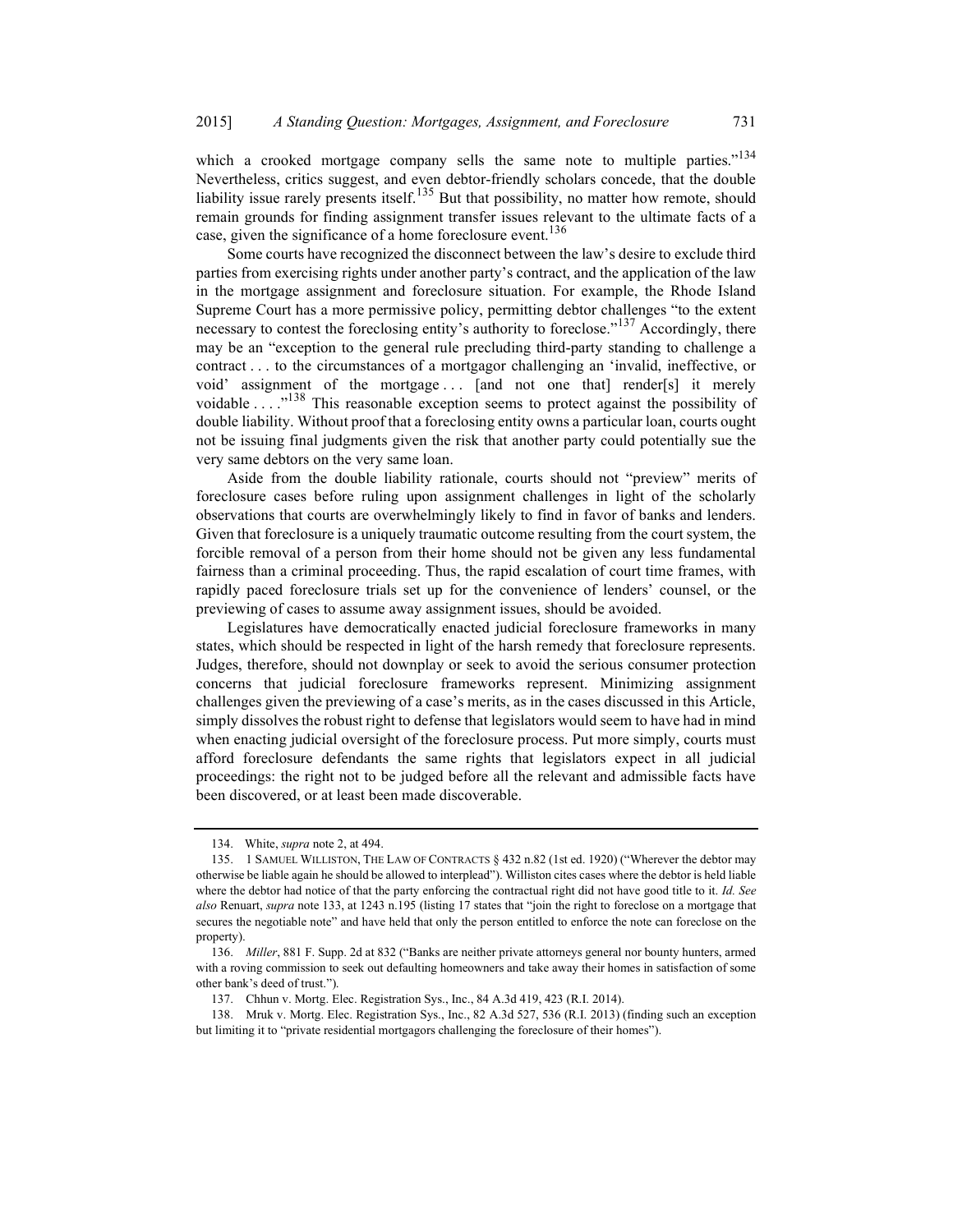which a crooked mortgage company sells the same note to multiple parties."[134] Nevertheless, critics suggest, and even debtor-friendly scholars concede, that the double liability issue rarely presents itself.[135] But that possibility, no matter how remote, should remain grounds for finding assignment transfer issues relevant to the ultimate facts of a case, given the significance of a home foreclosure event.[136]

Some courts have recognized the disconnect between the law's desire to exclude third parties from exercising rights under another party's contract, and the application of the law in the mortgage assignment and foreclosure situation. For example, the Rhode Island Supreme Court has a more permissive policy, permitting debtor challenges "to the extent necessary to contest the foreclosing entity's authority to foreclose."[137] Accordingly, there may be an "exception to the general rule precluding third-party standing to challenge a contract . . . to the circumstances of a mortgagor challenging an 'invalid, ineffective, or void' assignment of the mortgage . . . [and not one that] render[s] it merely voidable . . . ."[138] This reasonable exception seems to protect against the possibility of double liability. Without proof that a foreclosing entity owns a particular loan, courts ought not be issuing final judgments given the risk that another party could potentially sue the very same debtors on the very same loan.

Aside from the double liability rationale, courts should not "preview" merits of foreclosure cases before ruling upon assignment challenges in light of the scholarly observations that courts are overwhelmingly likely to find in favor of banks and lenders. Given that foreclosure is a uniquely traumatic outcome resulting from the court system, the forcible removal of a person from their home should not be given any less fundamental fairness than a criminal proceeding. Thus, the rapid escalation of court time frames, with rapidly paced foreclosure trials set up for the convenience of lenders' counsel, or the previewing of cases to assume away assignment issues, should be avoided.

Legislatures have democratically enacted judicial foreclosure frameworks in many states, which should be respected in light of the harsh remedy that foreclosure represents. Judges, therefore, should not downplay or seek to avoid the serious consumer protection concerns that judicial foreclosure frameworks represent. Minimizing assignment challenges given the previewing of a case's merits, as in the cases discussed in this Article, simply dissolves the robust right to defense that legislators would seem to have had in mind when enacting judicial oversight of the foreclosure process. Put more simply, courts must afford foreclosure defendants the same rights that legislators expect in all judicial proceedings: the right not to be judged before all the relevant and admissible facts have been discovered, or at least been made discoverable.

---

134. White, *supra* note 2, at 494.

135. 1 SAMUEL WILLISTON, THE LAW OF CONTRACTS § 432 n.82 (1st ed. 1920) ("Wherever the debtor may otherwise be liable again he should be allowed to interplead"). Williston cites cases where the debtor is held liable where the debtor had notice of that the party enforcing the contractual right did not have good title to it. *Id. See also* Renuart, *supra* note 133, at 1243 n.195 (listing 17 states that "join the right to foreclose on a mortgage that secures the negotiable note" and have held that only the person entitled to enforce the note can foreclose on the property).

136. *Miller*, 881 F. Supp. 2d at 832 ("Banks are neither private attorneys general nor bounty hunters, armed with a roving commission to seek out defaulting homeowners and take away their homes in satisfaction of some other bank's deed of trust.").

137. Chhun v. Mortg. Elec. Registration Sys., Inc., 84 A.3d 419, 423 (R.I. 2014).

138. Mruk v. Mortg. Elec. Registration Sys., Inc., 82 A.3d 527, 536 (R.I. 2013) (finding such an exception but limiting it to "private residential mortgagors challenging the foreclosure of their homes").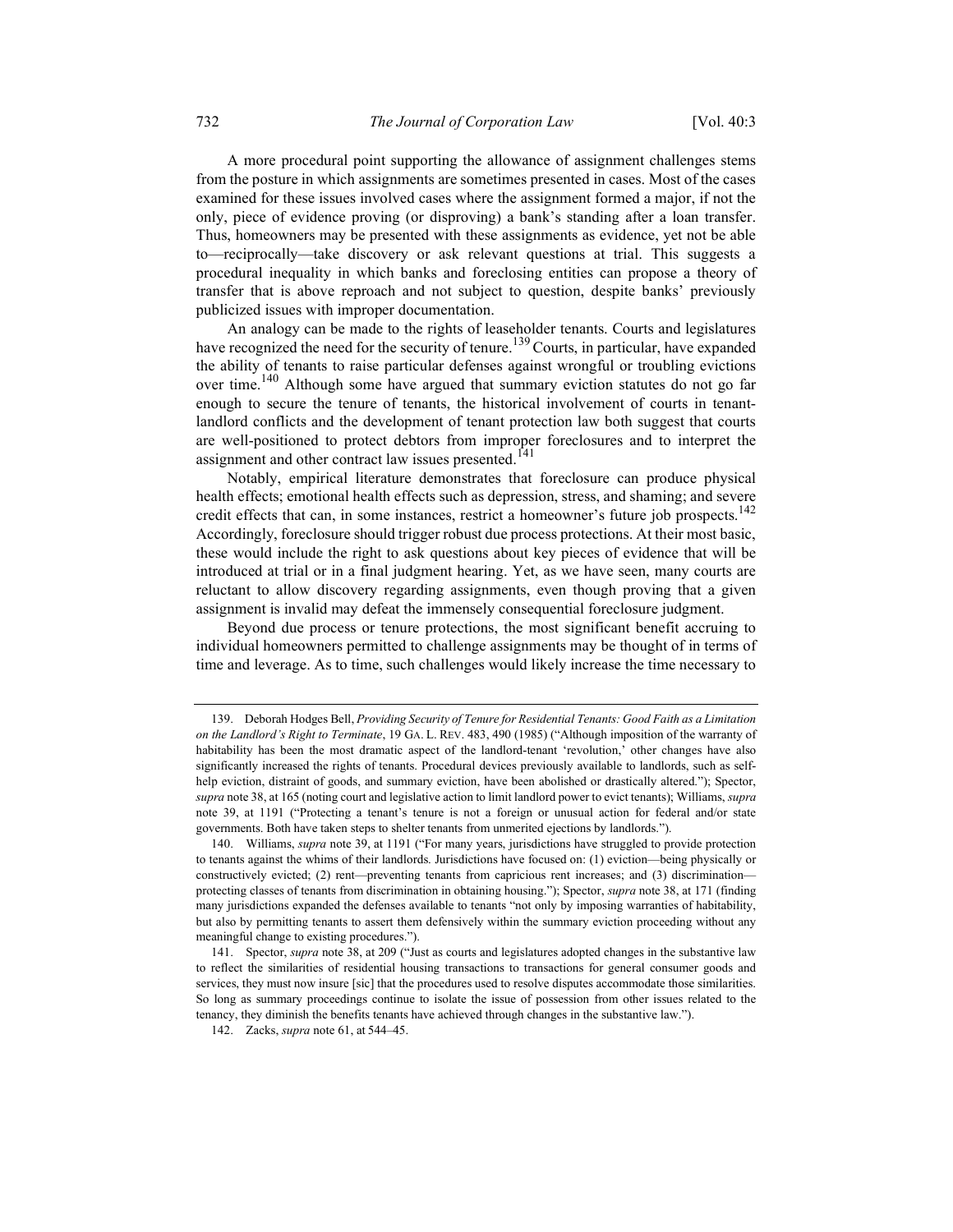A more procedural point supporting the allowance of assignment challenges stems from the posture in which assignments are sometimes presented in cases. Most of the cases examined for these issues involved cases where the assignment formed a major, if not the only, piece of evidence proving (or disproving) a bank's standing after a loan transfer. Thus, homeowners may be presented with these assignments as evidence, yet not be able to—reciprocally—take discovery or ask relevant questions at trial. This suggests a procedural inequality in which banks and foreclosing entities can propose a theory of transfer that is above reproach and not subject to question, despite banks' previously publicized issues with improper documentation.

An analogy can be made to the rights of leaseholder tenants. Courts and legislatures have recognized the need for the security of tenure.[139] Courts, in particular, have expanded the ability of tenants to raise particular defenses against wrongful or troubling evictions over time.[140] Although some have argued that summary eviction statutes do not go far enough to secure the tenure of tenants, the historical involvement of courts in tenant-landlord conflicts and the development of tenant protection law both suggest that courts are well-positioned to protect debtors from improper foreclosures and to interpret the assignment and other contract law issues presented.[141]

Notably, empirical literature demonstrates that foreclosure can produce physical health effects; emotional health effects such as depression, stress, and shaming; and severe credit effects that can, in some instances, restrict a homeowner's future job prospects.[142] Accordingly, foreclosure should trigger robust due process protections. At their most basic, these would include the right to ask questions about key pieces of evidence that will be introduced at trial or in a final judgment hearing. Yet, as we have seen, many courts are reluctant to allow discovery regarding assignments, even though proving that a given assignment is invalid may defeat the immensely consequential foreclosure judgment.

Beyond due process or tenure protections, the most significant benefit accruing to individual homeowners permitted to challenge assignments may be thought of in terms of time and leverage. As to time, such challenges would likely increase the time necessary to

---

139. Deborah Hodges Bell, *Providing Security of Tenure for Residential Tenants: Good Faith as a Limitation on the Landlord's Right to Terminate*, 19 GA. L. REV. 483, 490 (1985) ("Although imposition of the warranty of habitability has been the most dramatic aspect of the landlord-tenant 'revolution,' other changes have also significantly increased the rights of tenants. Procedural devices previously available to landlords, such as self-help eviction, distraint of goods, and summary eviction, have been abolished or drastically altered."); Spector, *supra* note 38, at 165 (noting court and legislative action to limit landlord power to evict tenants); Williams, *supra* note 39, at 1191 ("Protecting a tenant's tenure is not a foreign or unusual action for federal and/or state governments. Both have taken steps to shelter tenants from unmerited ejections by landlords.").

140. Williams, *supra* note 39, at 1191 ("For many years, jurisdictions have struggled to provide protection to tenants against the whims of their landlords. Jurisdictions have focused on: (1) eviction—being physically or constructively evicted; (2) rent—preventing tenants from capricious rent increases; and (3) discrimination—protecting classes of tenants from discrimination in obtaining housing."); Spector, *supra* note 38, at 171 (finding many jurisdictions expanded the defenses available to tenants "not only by imposing warranties of habitability, but also by permitting tenants to assert them defensively within the summary eviction proceeding without any meaningful change to existing procedures.").

141. Spector, *supra* note 38, at 209 ("Just as courts and legislatures adopted changes in the substantive law to reflect the similarities of residential housing transactions to transactions for general consumer goods and services, they must now insure [sic] that the procedures used to resolve disputes accommodate those similarities. So long as summary proceedings continue to isolate the issue of possession from other issues related to the tenancy, they diminish the benefits tenants have achieved through changes in the substantive law.").

142. Zacks, *supra* note 61, at 544–45.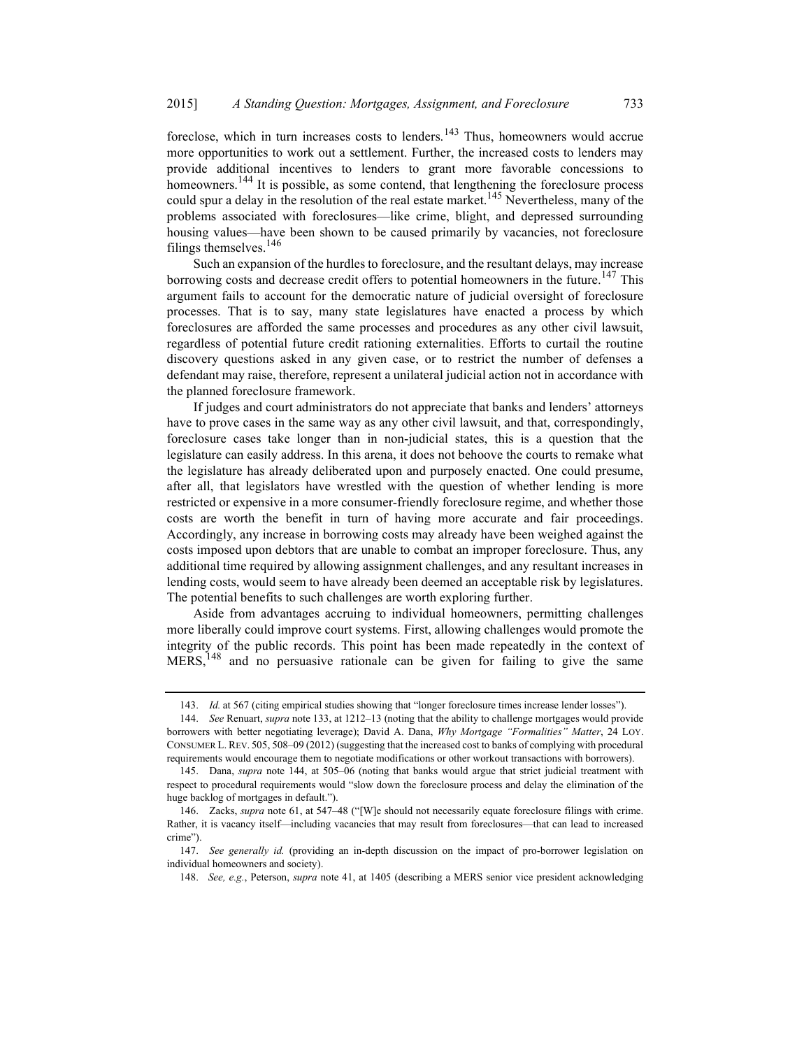foreclose, which in turn increases costs to lenders.[143] Thus, homeowners would accrue more opportunities to work out a settlement. Further, the increased costs to lenders may provide additional incentives to lenders to grant more favorable concessions to homeowners.[144] It is possible, as some contend, that lengthening the foreclosure process could spur a delay in the resolution of the real estate market.[145] Nevertheless, many of the problems associated with foreclosures—like crime, blight, and depressed surrounding housing values—have been shown to be caused primarily by vacancies, not foreclosure filings themselves.[146]

Such an expansion of the hurdles to foreclosure, and the resultant delays, may increase borrowing costs and decrease credit offers to potential homeowners in the future.[147] This argument fails to account for the democratic nature of judicial oversight of foreclosure processes. That is to say, many state legislatures have enacted a process by which foreclosures are afforded the same processes and procedures as any other civil lawsuit, regardless of potential future credit rationing externalities. Efforts to curtail the routine discovery questions asked in any given case, or to restrict the number of defenses a defendant may raise, therefore, represent a unilateral judicial action not in accordance with the planned foreclosure framework.

If judges and court administrators do not appreciate that banks and lenders' attorneys have to prove cases in the same way as any other civil lawsuit, and that, correspondingly, foreclosure cases take longer than in non-judicial states, this is a question that the legislature can easily address. In this arena, it does not behoove the courts to remake what the legislature has already deliberated upon and purposely enacted. One could presume, after all, that legislators have wrestled with the question of whether lending is more restricted or expensive in a more consumer-friendly foreclosure regime, and whether those costs are worth the benefit in turn of having more accurate and fair proceedings. Accordingly, any increase in borrowing costs may already have been weighed against the costs imposed upon debtors that are unable to combat an improper foreclosure. Thus, any additional time required by allowing assignment challenges, and any resultant increases in lending costs, would seem to have already been deemed an acceptable risk by legislatures. The potential benefits to such challenges are worth exploring further.

Aside from advantages accruing to individual homeowners, permitting challenges more liberally could improve court systems. First, allowing challenges would promote the integrity of the public records. This point has been made repeatedly in the context of MERS,[148] and no persuasive rationale can be given for failing to give the same

---

143. *Id.* at 567 (citing empirical studies showing that "longer foreclosure times increase lender losses").

144. *See* Renuart, *supra* note 133, at 1212–13 (noting that the ability to challenge mortgages would provide borrowers with better negotiating leverage); David A. Dana, *Why Mortgage "Formalities" Matter*, 24 LOY. CONSUMER L. REV. 505, 508–09 (2012) (suggesting that the increased cost to banks of complying with procedural requirements would encourage them to negotiate modifications or other workout transactions with borrowers).

145. Dana, *supra* note 144, at 505–06 (noting that banks would argue that strict judicial treatment with respect to procedural requirements would "slow down the foreclosure process and delay the elimination of the huge backlog of mortgages in default.").

146. Zacks, *supra* note 61, at 547–48 ("[W]e should not necessarily equate foreclosure filings with crime. Rather, it is vacancy itself—including vacancies that may result from foreclosures—that can lead to increased crime").

147. *See generally id.* (providing an in-depth discussion on the impact of pro-borrower legislation on individual homeowners and society).

148. *See, e.g.*, Peterson, *supra* note 41, at 1405 (describing a MERS senior vice president acknowledging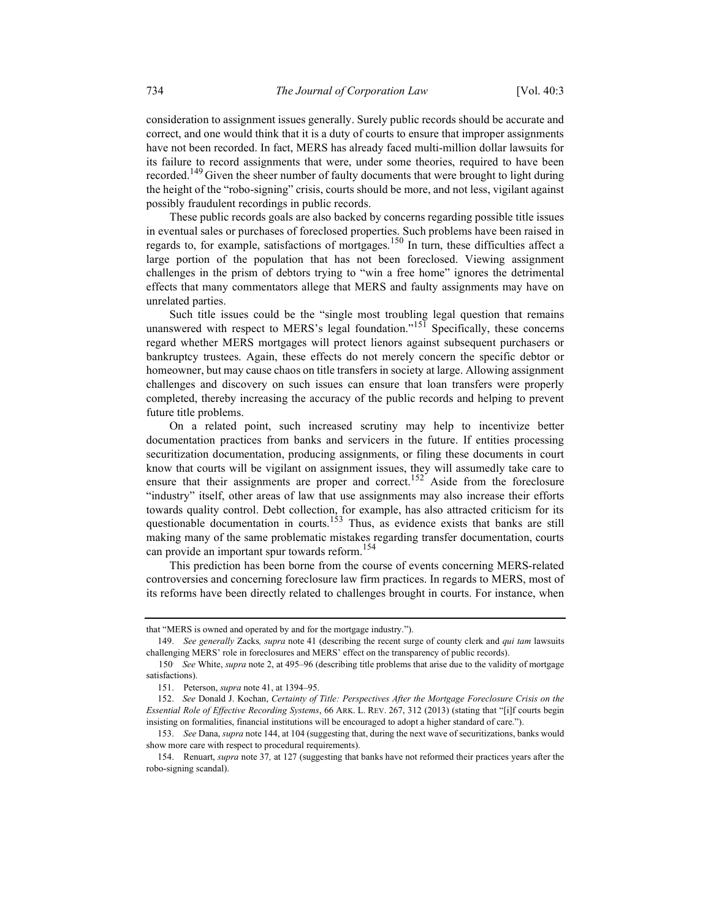consideration to assignment issues generally. Surely public records should be accurate and correct, and one would think that it is a duty of courts to ensure that improper assignments have not been recorded. In fact, MERS has already faced multi-million dollar lawsuits for its failure to record assignments that were, under some theories, required to have been recorded.[149] Given the sheer number of faulty documents that were brought to light during the height of the "robo-signing" crisis, courts should be more, and not less, vigilant against possibly fraudulent recordings in public records.

These public records goals are also backed by concerns regarding possible title issues in eventual sales or purchases of foreclosed properties. Such problems have been raised in regards to, for example, satisfactions of mortgages.[150] In turn, these difficulties affect a large portion of the population that has not been foreclosed. Viewing assignment challenges in the prism of debtors trying to "win a free home" ignores the detrimental effects that many commentators allege that MERS and faulty assignments may have on unrelated parties.

Such title issues could be the "single most troubling legal question that remains unanswered with respect to MERS's legal foundation."[151] Specifically, these concerns regard whether MERS mortgages will protect lienors against subsequent purchasers or bankruptcy trustees. Again, these effects do not merely concern the specific debtor or homeowner, but may cause chaos on title transfers in society at large. Allowing assignment challenges and discovery on such issues can ensure that loan transfers were properly completed, thereby increasing the accuracy of the public records and helping to prevent future title problems.

On a related point, such increased scrutiny may help to incentivize better documentation practices from banks and servicers in the future. If entities processing securitization documentation, producing assignments, or filing these documents in court know that courts will be vigilant on assignment issues, they will assumedly take care to ensure that their assignments are proper and correct.[152] Aside from the foreclosure "industry" itself, other areas of law that use assignments may also increase their efforts towards quality control. Debt collection, for example, has also attracted criticism for its questionable documentation in courts.[153] Thus, as evidence exists that banks are still making many of the same problematic mistakes regarding transfer documentation, courts can provide an important spur towards reform.[154]

This prediction has been borne from the course of events concerning MERS-related controversies and concerning foreclosure law firm practices. In regards to MERS, most of its reforms have been directly related to challenges brought in courts. For instance, when

---

that "MERS is owned and operated by and for the mortgage industry.").

149. *See generally* Zacks*, supra* note 41 (describing the recent surge of county clerk and *qui tam* lawsuits challenging MERS' role in foreclosures and MERS' effect on the transparency of public records).

150. *See* White, *supra* note 2, at 495–96 (describing title problems that arise due to the validity of mortgage satisfactions).

151. Peterson, *supra* note 41, at 1394–95.

152. *See* Donald J. Kochan, *Certainty of Title: Perspectives After the Mortgage Foreclosure Crisis on the Essential Role of Effective Recording Systems*, 66 ARK. L. REV. 267, 312 (2013) (stating that "[i]f courts begin insisting on formalities, financial institutions will be encouraged to adopt a higher standard of care.").

153. *See* Dana, *supra* note 144, at 104 (suggesting that, during the next wave of securitizations, banks would show more care with respect to procedural requirements).

154. Renuart, *supra* note 37*,* at 127 (suggesting that banks have not reformed their practices years after the robo-signing scandal).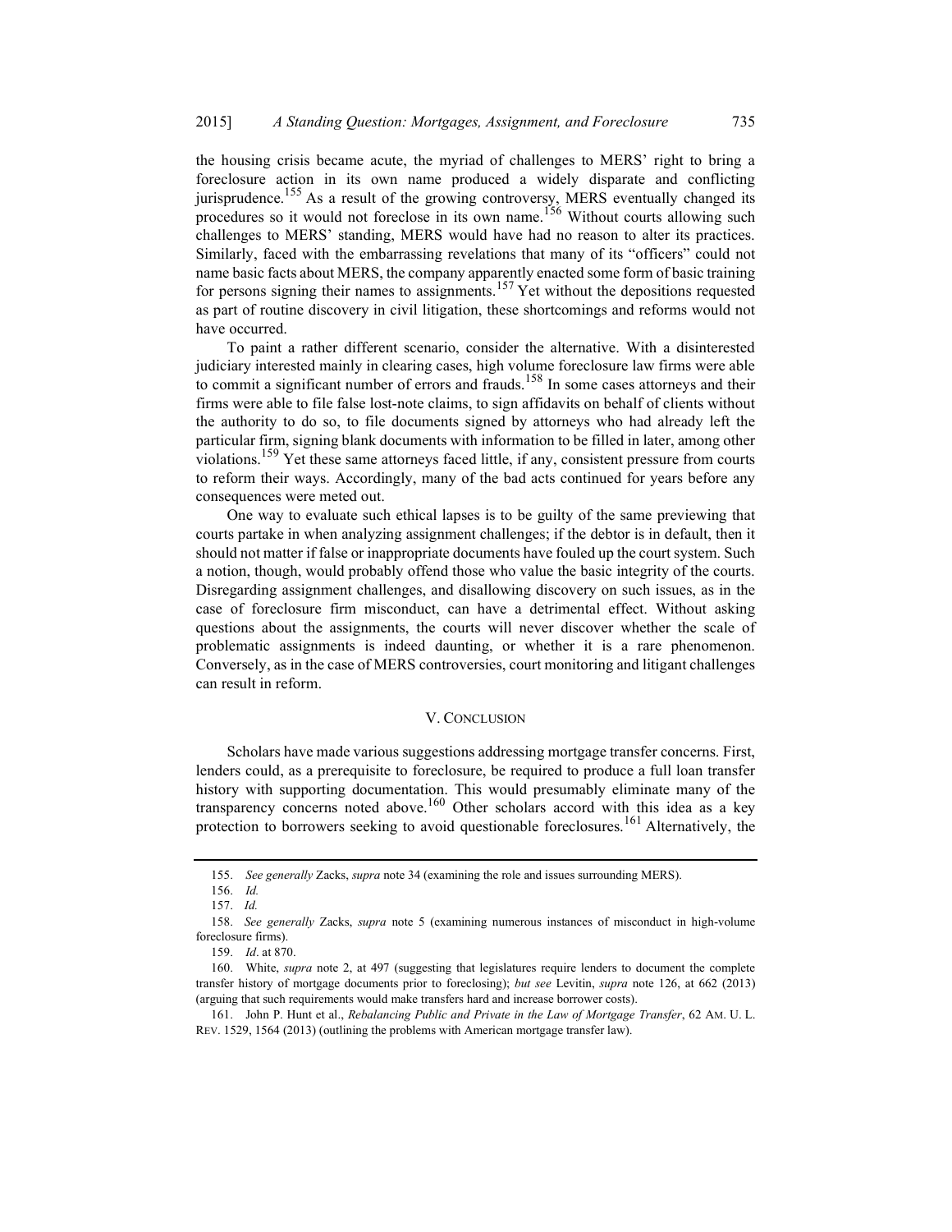the housing crisis became acute, the myriad of challenges to MERS' right to bring a foreclosure action in its own name produced a widely disparate and conflicting jurisprudence.[155] As a result of the growing controversy, MERS eventually changed its procedures so it would not foreclose in its own name.[156] Without courts allowing such challenges to MERS' standing, MERS would have had no reason to alter its practices. Similarly, faced with the embarrassing revelations that many of its "officers" could not name basic facts about MERS, the company apparently enacted some form of basic training for persons signing their names to assignments.[157] Yet without the depositions requested as part of routine discovery in civil litigation, these shortcomings and reforms would not have occurred.

To paint a rather different scenario, consider the alternative. With a disinterested judiciary interested mainly in clearing cases, high volume foreclosure law firms were able to commit a significant number of errors and frauds.[158] In some cases attorneys and their firms were able to file false lost-note claims, to sign affidavits on behalf of clients without the authority to do so, to file documents signed by attorneys who had already left the particular firm, signing blank documents with information to be filled in later, among other violations.[159] Yet these same attorneys faced little, if any, consistent pressure from courts to reform their ways. Accordingly, many of the bad acts continued for years before any consequences were meted out.

One way to evaluate such ethical lapses is to be guilty of the same previewing that courts partake in when analyzing assignment challenges; if the debtor is in default, then it should not matter if false or inappropriate documents have fouled up the court system. Such a notion, though, would probably offend those who value the basic integrity of the courts. Disregarding assignment challenges, and disallowing discovery on such issues, as in the case of foreclosure firm misconduct, can have a detrimental effect. Without asking questions about the assignments, the courts will never discover whether the scale of problematic assignments is indeed daunting, or whether it is a rare phenomenon. Conversely, as in the case of MERS controversies, court monitoring and litigant challenges can result in reform.

## V. CONCLUSION

Scholars have made various suggestions addressing mortgage transfer concerns. First, lenders could, as a prerequisite to foreclosure, be required to produce a full loan transfer history with supporting documentation. This would presumably eliminate many of the transparency concerns noted above.[160] Other scholars accord with this idea as a key protection to borrowers seeking to avoid questionable foreclosures.[161] Alternatively, the

---

155. *See generally* Zacks, *supra* note 34 (examining the role and issues surrounding MERS).

156. *Id.*

157. *Id.*

158. *See generally* Zacks, *supra* note 5 (examining numerous instances of misconduct in high-volume foreclosure firms).

159. *Id*. at 870.

160. White, *supra* note 2, at 497 (suggesting that legislatures require lenders to document the complete transfer history of mortgage documents prior to foreclosing); *but see* Levitin, *supra* note 126, at 662 (2013) (arguing that such requirements would make transfers hard and increase borrower costs).

161. John P. Hunt et al., *Rebalancing Public and Private in the Law of Mortgage Transfer*, 62 AM. U. L. REV. 1529, 1564 (2013) (outlining the problems with American mortgage transfer law).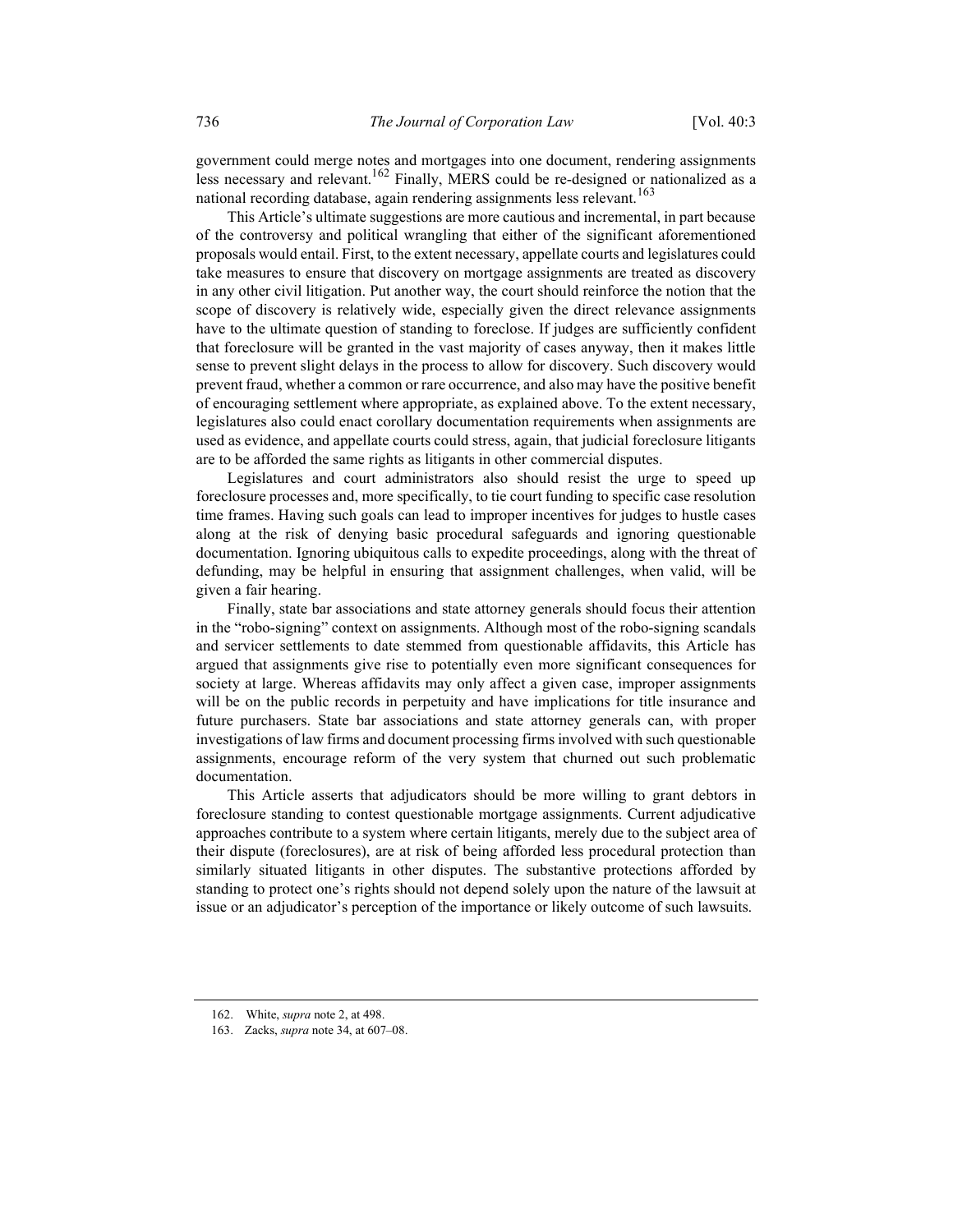government could merge notes and mortgages into one document, rendering assignments less necessary and relevant.[162] Finally, MERS could be re-designed or nationalized as a national recording database, again rendering assignments less relevant.[163]

This Article's ultimate suggestions are more cautious and incremental, in part because of the controversy and political wrangling that either of the significant aforementioned proposals would entail. First, to the extent necessary, appellate courts and legislatures could take measures to ensure that discovery on mortgage assignments are treated as discovery in any other civil litigation. Put another way, the court should reinforce the notion that the scope of discovery is relatively wide, especially given the direct relevance assignments have to the ultimate question of standing to foreclose. If judges are sufficiently confident that foreclosure will be granted in the vast majority of cases anyway, then it makes little sense to prevent slight delays in the process to allow for discovery. Such discovery would prevent fraud, whether a common or rare occurrence, and also may have the positive benefit of encouraging settlement where appropriate, as explained above. To the extent necessary, legislatures also could enact corollary documentation requirements when assignments are used as evidence, and appellate courts could stress, again, that judicial foreclosure litigants are to be afforded the same rights as litigants in other commercial disputes.

Legislatures and court administrators also should resist the urge to speed up foreclosure processes and, more specifically, to tie court funding to specific case resolution time frames. Having such goals can lead to improper incentives for judges to hustle cases along at the risk of denying basic procedural safeguards and ignoring questionable documentation. Ignoring ubiquitous calls to expedite proceedings, along with the threat of defunding, may be helpful in ensuring that assignment challenges, when valid, will be given a fair hearing.

Finally, state bar associations and state attorney generals should focus their attention in the "robo-signing" context on assignments. Although most of the robo-signing scandals and servicer settlements to date stemmed from questionable affidavits, this Article has argued that assignments give rise to potentially even more significant consequences for society at large. Whereas affidavits may only affect a given case, improper assignments will be on the public records in perpetuity and have implications for title insurance and future purchasers. State bar associations and state attorney generals can, with proper investigations of law firms and document processing firms involved with such questionable assignments, encourage reform of the very system that churned out such problematic documentation.

This Article asserts that adjudicators should be more willing to grant debtors in foreclosure standing to contest questionable mortgage assignments. Current adjudicative approaches contribute to a system where certain litigants, merely due to the subject area of their dispute (foreclosures), are at risk of being afforded less procedural protection than similarly situated litigants in other disputes. The substantive protections afforded by standing to protect one's rights should not depend solely upon the nature of the lawsuit at issue or an adjudicator's perception of the importance or likely outcome of such lawsuits.

---

162. White, *supra* note 2, at 498.

163. Zacks, *supra* note 34, at 607–08.